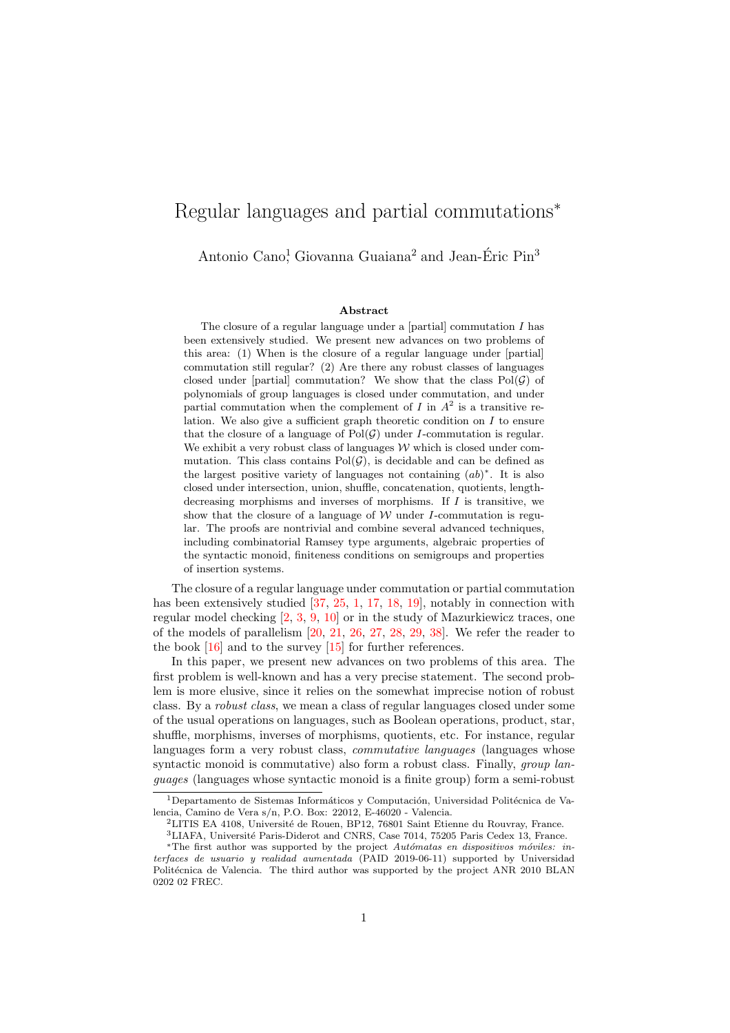# Regular languages and partial commutations*

Antonio Cano[1], Giovanna Guaiana[2] and Jean-Éric Pin[3]

### Abstract

The closure of a regular language under a [partial] commutation $I$ has been extensively studied. We present new advances on two problems of this area: (1) When is the closure of a regular language under [partial] commutation still regular? (2) Are there any robust classes of languages closed under [partial] commutation? We show that the class $\mathrm{Pol}(\mathcal{G})$ of polynomials of group languages is closed under commutation, and under partial commutation when the complement of $I$ in $A^2$ is a transitive relation. We also give a sufficient graph theoretic condition on $I$ to ensure that the closure of a language of $\mathrm{Pol}(\mathcal{G})$ under $I$-commutation is regular. We exhibit a very robust class of languages $\mathcal{W}$ which is closed under commutation. This class contains $\mathrm{Pol}(\mathcal{G})$, is decidable and can be defined as the largest positive variety of languages not containing $(ab)^*$. It is also closed under intersection, union, shuffle, concatenation, quotients, length-decreasing morphisms and inverses of morphisms. If $I$ is transitive, we show that the closure of a language of $\mathcal{W}$ under $I$-commutation is regular. The proofs are nontrivial and combine several advanced techniques, including combinatorial Ramsey type arguments, algebraic properties of the syntactic monoid, finiteness conditions on semigroups and properties of insertion systems.

The closure of a regular language under commutation or partial commutation has been extensively studied [37, 25, 1, 17, 18, 19], notably in connection with regular model checking [2, 3, 9, 10] or in the study of Mazurkiewicz traces, one of the models of parallelism [20, 21, 26, 27, 28, 29, 38]. We refer the reader to the book [16] and to the survey [15] for further references.

In this paper, we present new advances on two problems of this area. The first problem is well-known and has a very precise statement. The second problem is more elusive, since it relies on the somewhat imprecise notion of robust class. By a *robust class*, we mean a class of regular languages closed under some of the usual operations on languages, such as Boolean operations, product, star, shuffle, morphisms, inverses of morphisms, quotients, etc. For instance, regular languages form a very robust class, *commutative languages* (languages whose syntactic monoid is commutative) also form a robust class. Finally, *group languages* (languages whose syntactic monoid is a finite group) form a semi-robust

---

[1] Departamento de Sistemas Informáticos y Computación, Universidad Politécnica de Valencia, Camino de Vera s/n, P.O. Box: 22012, E-46020 - Valencia.

[2] LITIS EA 4108, Université de Rouen, BP12, 76801 Saint Etienne du Rouvray, France.

[3] LIAFA, Université Paris-Diderot and CNRS, Case 7014, 75205 Paris Cedex 13, France.

*The first author was supported by the project *Autómatas en dispositivos móviles: interfaces de usuario y realidad aumentada* (PAID 2019-06-11) supported by Universidad Politécnica de Valencia. The third author was supported by the project ANR 2010 BLAN 0202 02 FREC.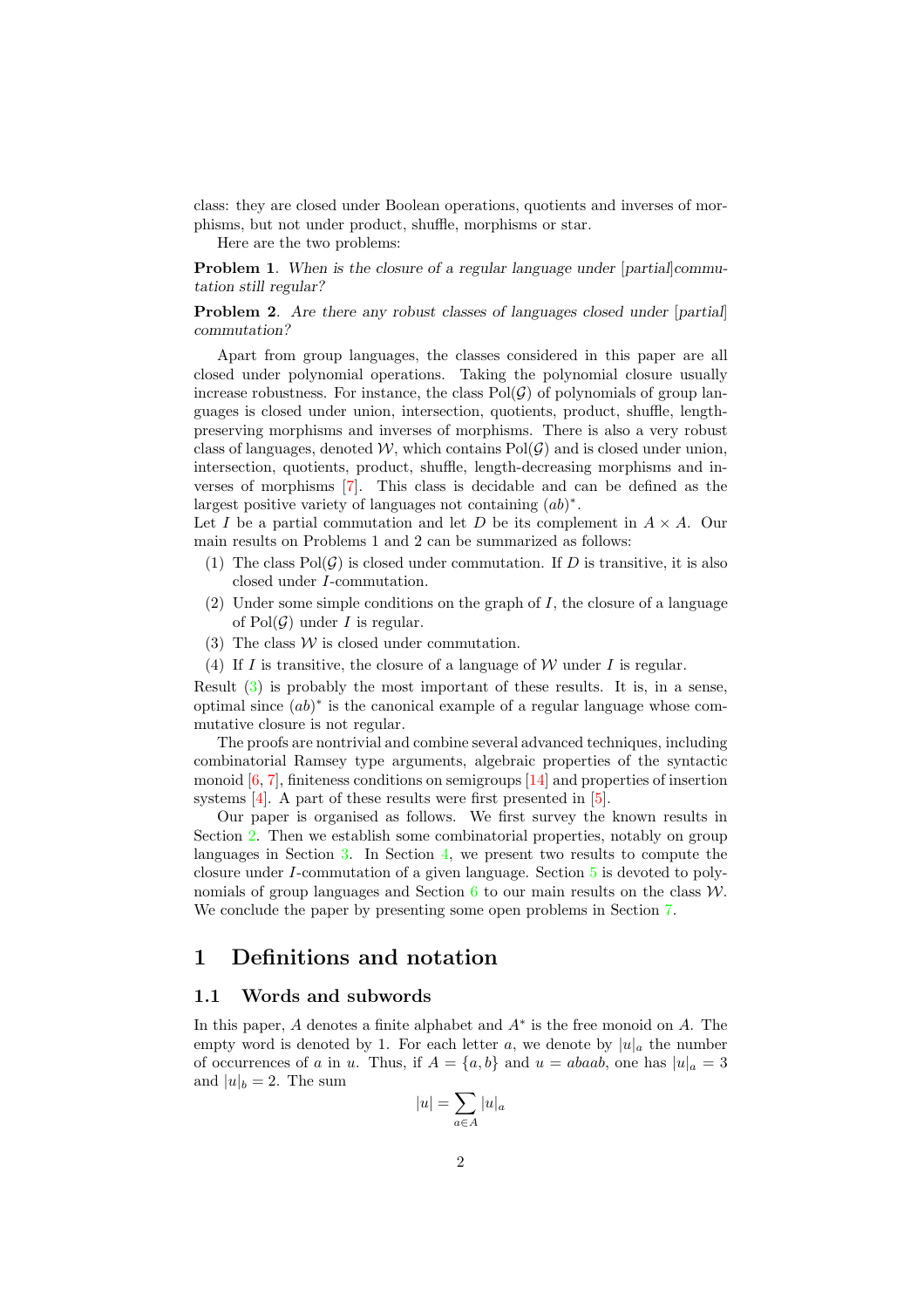class: they are closed under Boolean operations, quotients and inverses of morphisms, but not under product, shuffle, morphisms or star.

Here are the two problems:

**Problem 1**. *When is the closure of a regular language under* [*partial*]*commutation still regular?*

**Problem 2**. *Are there any robust classes of languages closed under* [*partial*] *commutation?*

Apart from group languages, the classes considered in this paper are all closed under polynomial operations. Taking the polynomial closure usually increase robustness. For instance, the class $\mathrm{Pol}(\mathcal{G})$ of polynomials of group languages is closed under union, intersection, quotients, product, shuffle, length-preserving morphisms and inverses of morphisms. There is also a very robust class of languages, denoted $\mathcal{W}$, which contains $\mathrm{Pol}(\mathcal{G})$ and is closed under union, intersection, quotients, product, shuffle, length-decreasing morphisms and inverses of morphisms [7]. This class is decidable and can be defined as the largest positive variety of languages not containing $(ab)^*$.

Let $I$ be a partial commutation and let $D$ be its complement in $A \times A$. Our main results on Problems 1 and 2 can be summarized as follows:

(1) The class $\mathrm{Pol}(\mathcal{G})$ is closed under commutation. If $D$ is transitive, it is also closed under $I$-commutation.

(2) Under some simple conditions on the graph of $I$, the closure of a language of $\mathrm{Pol}(\mathcal{G})$ under $I$ is regular.

(3) The class $\mathcal{W}$ is closed under commutation.

(4) If $I$ is transitive, the closure of a language of $\mathcal{W}$ under $I$ is regular.

Result (3) is probably the most important of these results. It is, in a sense, optimal since $(ab)^*$ is the canonical example of a regular language whose commutative closure is not regular.

The proofs are nontrivial and combine several advanced techniques, including combinatorial Ramsey type arguments, algebraic properties of the syntactic monoid [6, 7], finiteness conditions on semigroups [14] and properties of insertion systems [4]. A part of these results were first presented in [5].

Our paper is organised as follows. We first survey the known results in Section 2. Then we establish some combinatorial properties, notably on group languages in Section 3. In Section 4, we present two results to compute the closure under $I$-commutation of a given language. Section 5 is devoted to polynomials of group languages and Section 6 to our main results on the class $\mathcal{W}$. We conclude the paper by presenting some open problems in Section 7.

# 1 Definitions and notation

## 1.1 Words and subwords

In this paper, $A$ denotes a finite alphabet and $A^*$ is the free monoid on $A$. The empty word is denoted by 1. For each letter $a$, we denote by $|u|_a$ the number of occurrences of $a$ in $u$. Thus, if $A = \{a, b\}$ and $u = abaab$, one has $|u|_a = 3$ and $|u|_b = 2$. The sum

$$|u| = \sum_{a \in A} |u|_a$$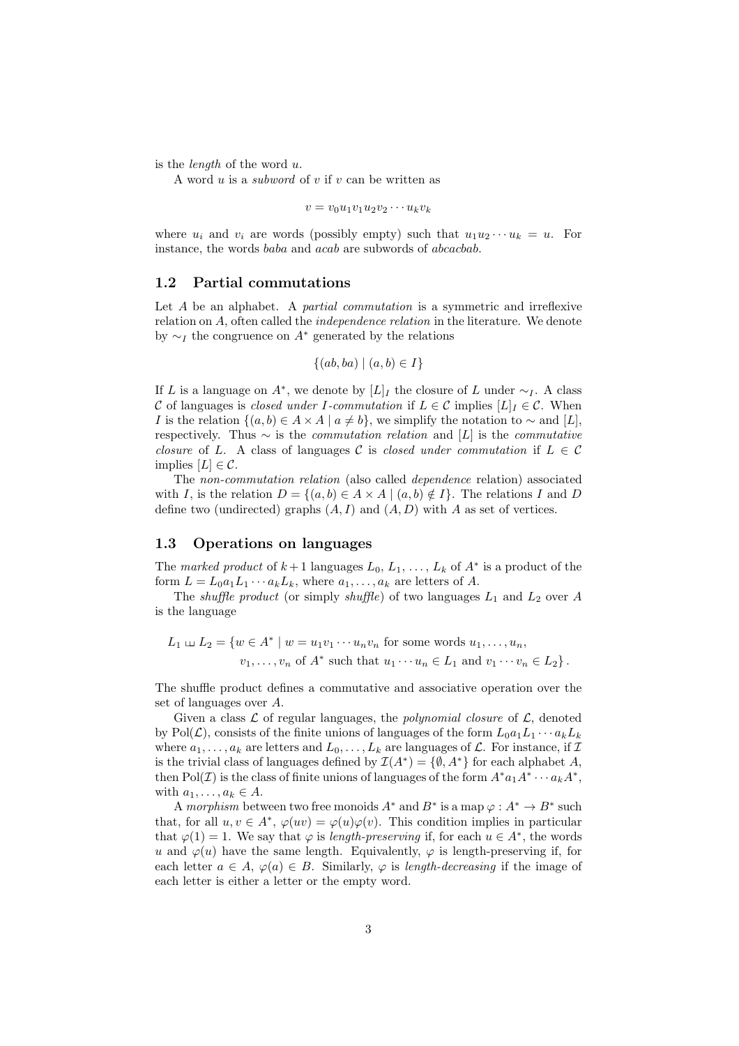is the *length* of the word $u$.

A word $u$ is a *subword* of $v$ if $v$ can be written as

$$v = v_0 u_1 v_1 u_2 v_2 \cdots u_k v_k$$

where $u_i$ and $v_i$ are words (possibly empty) such that $u_1 u_2 \cdots u_k = u$. For instance, the words *baba* and *acab* are subwords of *abcacbab*.

## 1.2 Partial commutations

Let $A$ be an alphabet. A *partial commutation* is a symmetric and irreflexive relation on $A$, often called the *independence relation* in the literature. We denote by $\sim_I$ the congruence on $A^*$ generated by the relations

$$\{(ab, ba) \mid (a, b) \in I\}$$

If $L$ is a language on $A^*$, we denote by $[L]_I$ the closure of $L$ under $\sim_I$. A class $\mathcal{C}$ of languages is *closed under $I$-commutation* if $L \in \mathcal{C}$ implies $[L]_I \in \mathcal{C}$. When $I$ is the relation $\{(a, b) \in A \times A \mid a \neq b\}$, we simplify the notation to $\sim$ and $[L]$, respectively. Thus $\sim$ is the *commutation relation* and $[L]$ is the *commutative closure* of $L$. A class of languages $\mathcal{C}$ is *closed under commutation* if $L \in \mathcal{C}$ implies $[L] \in \mathcal{C}$.

The *non-commutation relation* (also called *dependence* relation) associated with $I$, is the relation $D = \{(a, b) \in A \times A \mid (a, b) \notin I\}$. The relations $I$ and $D$ define two (undirected) graphs $(A, I)$ and $(A, D)$ with $A$ as set of vertices.

## 1.3 Operations on languages

The *marked product* of $k+1$ languages $L_0, L_1, \ldots, L_k$ of $A^*$ is a product of the form $L = L_0 a_1 L_1 \cdots a_k L_k$, where $a_1, \ldots, a_k$ are letters of $A$.

The *shuffle product* (or simply *shuffle*) of two languages $L_1$ and $L_2$ over $A$ is the language

$$L_1 \sqcup\!\sqcup\, L_2 = \{w \in A^* \mid w = u_1 v_1 \cdots u_n v_n \text{ for some words } u_1, \ldots, u_n, \\ v_1, \ldots, v_n \text{ of } A^* \text{ such that } u_1 \cdots u_n \in L_1 \text{ and } v_1 \cdots v_n \in L_2\}.$$

The shuffle product defines a commutative and associative operation over the set of languages over $A$.

Given a class $\mathcal{L}$ of regular languages, the *polynomial closure* of $\mathcal{L}$, denoted by $\mathrm{Pol}(\mathcal{L})$, consists of the finite unions of languages of the form $L_0 a_1 L_1 \cdots a_k L_k$ where $a_1, \ldots, a_k$ are letters and $L_0, \ldots, L_k$ are languages of $\mathcal{L}$. For instance, if $\mathcal{I}$ is the trivial class of languages defined by $\mathcal{I}(A^*) = \{\emptyset, A^*\}$ for each alphabet $A$, then $\mathrm{Pol}(\mathcal{I})$ is the class of finite unions of languages of the form $A^* a_1 A^* \cdots a_k A^*$, with $a_1, \ldots, a_k \in A$.

A *morphism* between two free monoids $A^*$ and $B^*$ is a map $\varphi : A^* \to B^*$ such that, for all $u, v \in A^*$, $\varphi(uv) = \varphi(u)\varphi(v)$. This condition implies in particular that $\varphi(1) = 1$. We say that $\varphi$ is *length-preserving* if, for each $u \in A^*$, the words $u$ and $\varphi(u)$ have the same length. Equivalently, $\varphi$ is length-preserving if, for each letter $a \in A$, $\varphi(a) \in B$. Similarly, $\varphi$ is *length-decreasing* if the image of each letter is either a letter or the empty word.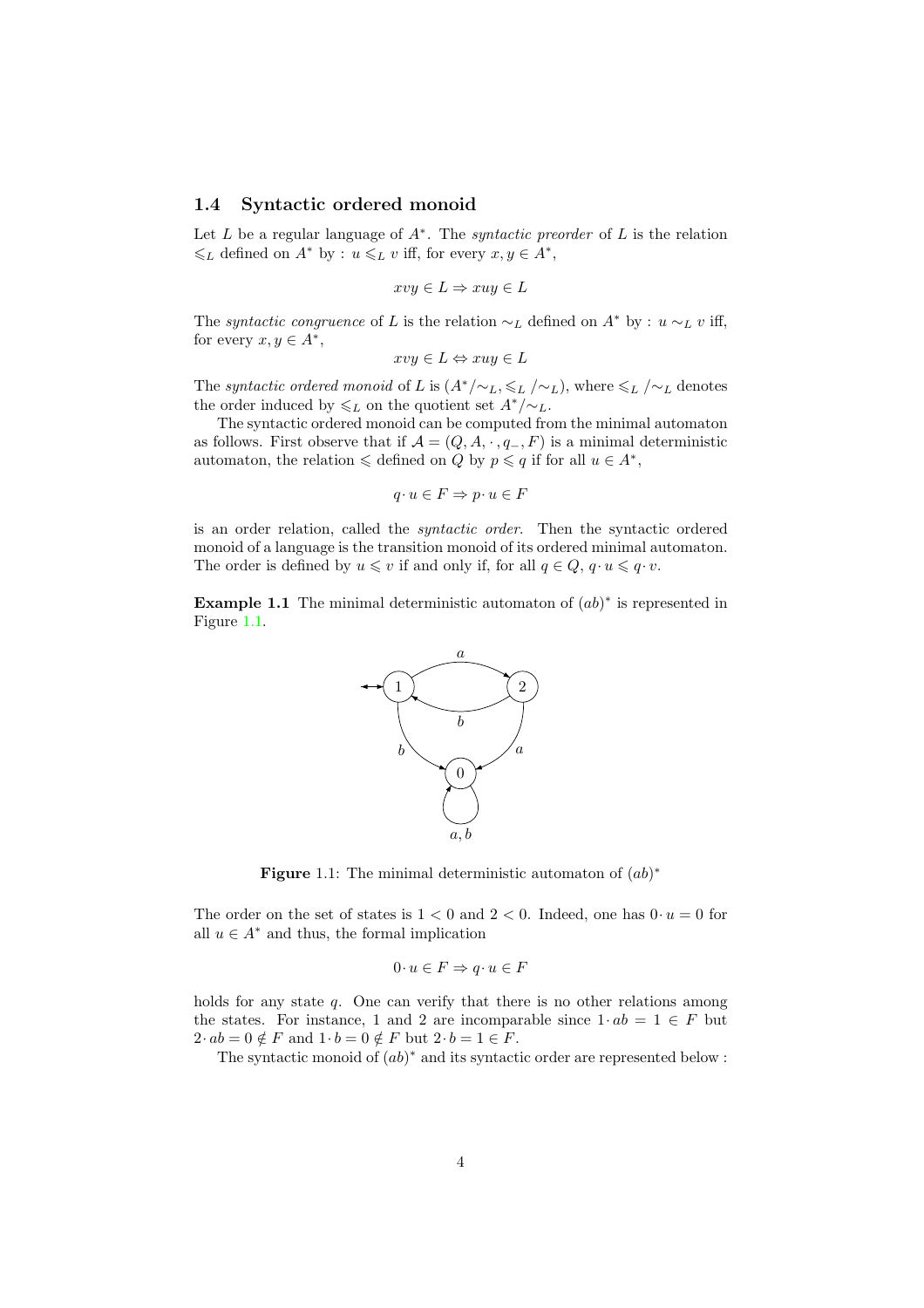## 1.4 Syntactic ordered monoid

Let $L$ be a regular language of $A^*$. The *syntactic preorder* of $L$ is the relation $\leqslant_L$ defined on $A^*$ by : $u \leqslant_L v$ iff, for every $x, y \in A^*$,

$$xvy \in L \Rightarrow xuy \in L$$

The *syntactic congruence* of $L$ is the relation $\sim_L$ defined on $A^*$ by : $u \sim_L v$ iff, for every $x, y \in A^*$,

$$xvy \in L \Leftrightarrow xuy \in L$$

The *syntactic ordered monoid* of $L$ is $(A^*/{\sim_L}, \leqslant_L /{\sim_L})$, where $\leqslant_L /{\sim_L}$ denotes the order induced by $\leqslant_L$ on the quotient set $A^*/{\sim_L}$.

The syntactic ordered monoid can be computed from the minimal automaton as follows. First observe that if $\mathcal{A} = (Q, A, \cdot, q_-, F)$ is a minimal deterministic automaton, the relation $\leqslant$ defined on $Q$ by $p \leqslant q$ if for all $u \in A^*$,

$$q \cdot u \in F \Rightarrow p \cdot u \in F$$

is an order relation, called the *syntactic order*. Then the syntactic ordered monoid of a language is the transition monoid of its ordered minimal automaton. The order is defined by $u \leqslant v$ if and only if, for all $q \in Q$, $q \cdot u \leqslant q \cdot v$.

**Example 1.1** The minimal deterministic automaton of $(ab)^*$ is represented in Figure 1.1.

**Figure** 1.1: The minimal deterministic automaton of $(ab)^*$

The order on the set of states is $1 < 0$ and $2 < 0$. Indeed, one has $0 \cdot u = 0$ for all $u \in A^*$ and thus, the formal implication

$$0 \cdot u \in F \Rightarrow q \cdot u \in F$$

holds for any state $q$. One can verify that there is no other relations among the states. For instance, 1 and 2 are incomparable since $1 \cdot ab = 1 \in F$ but $2 \cdot ab = 0 \notin F$ and $1 \cdot b = 0 \notin F$ but $2 \cdot b = 1 \in F$.

The syntactic monoid of $(ab)^*$ and its syntactic order are represented below :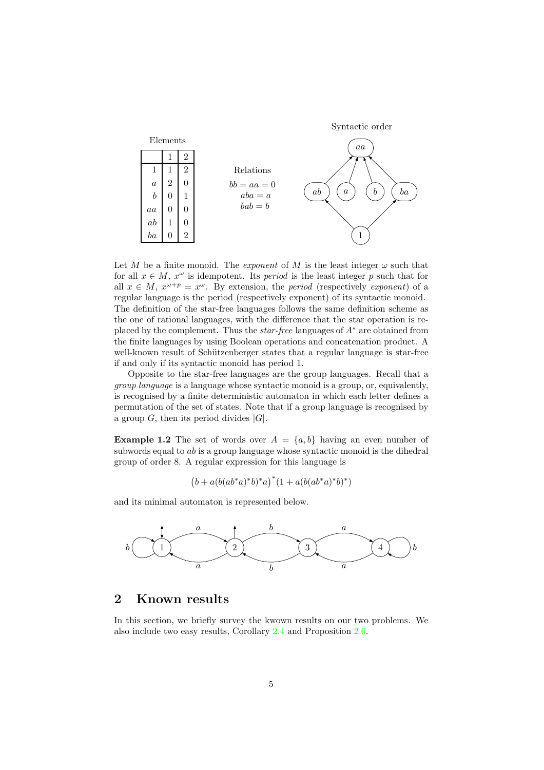Elements

| | 1 | 2 |
|---|---|---|
| 1 | 1 | 2 |
| $a$ | 2 | 0 |
| $b$ | 0 | 1 |
| $aa$ | 0 | 0 |
| $ab$ | 1 | 0 |
| $ba$ | 0 | 2 |

Relations

$$bb = aa = 0$$
$$aba = a$$
$$bab = b$$

Syntactic order

Let $M$ be a finite monoid. The *exponent* of $M$ is the least integer $\omega$ such that for all $x \in M$, $x^\omega$ is idempotent. Its *period* is the least integer $p$ such that for all $x \in M$, $x^{\omega+p} = x^\omega$. By extension, the *period* (respectively *exponent*) of a regular language is the period (respectively exponent) of its syntactic monoid. The definition of the star-free languages follows the same definition scheme as the one of rational languages, with the difference that the star operation is replaced by the complement. Thus the *star-free* languages of $A^*$ are obtained from the finite languages by using Boolean operations and concatenation product. A well-known result of Schützenberger states that a regular language is star-free if and only if its syntactic monoid has period 1.

Opposite to the star-free languages are the group languages. Recall that a *group language* is a language whose syntactic monoid is a group, or, equivalently, is recognised by a finite deterministic automaton in which each letter defines a permutation of the set of states. Note that if a group language is recognised by a group $G$, then its period divides $|G|$.

**Example 1.2** The set of words over $A = \{a, b\}$ having an even number of subwords equal to $ab$ is a group language whose syntactic monoid is the dihedral group of order 8. A regular expression for this language is

$$\big(b + a(b(ab^*a)^*b)^*a\big)^*(1 + a(b(ab^*a)^*b)^*)$$

and its minimal automaton is represented below.

## 2 Known results

In this section, we briefly survey the kwown results on our two problems. We also include two easy results, Corollary 2.4 and Proposition 2.6.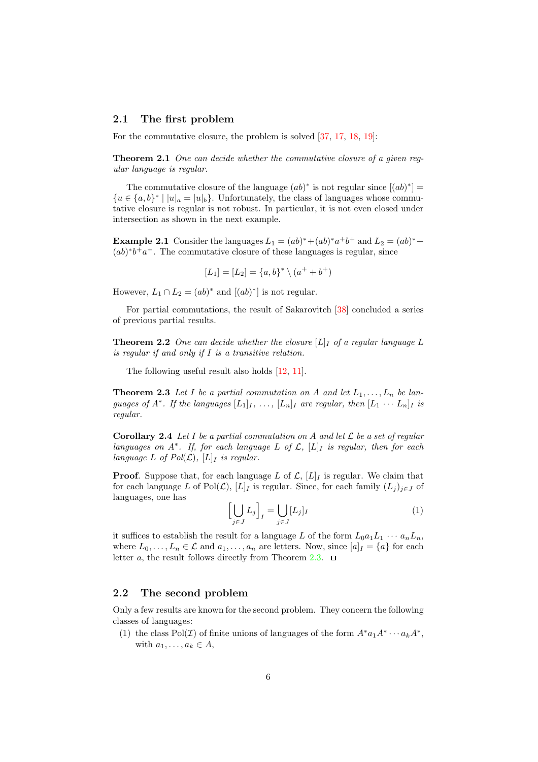## 2.1 The first problem

For the commutative closure, the problem is solved [37, 17, 18, 19]:

**Theorem 2.1** *One can decide whether the commutative closure of a given regular language is regular.*

The commutative closure of the language $(ab)^*$ is not regular since $[(ab)^*] = \{u \in \{a,b\}^* \mid |u|_a = |u|_b\}$. Unfortunately, the class of languages whose commutative closure is regular is not robust. In particular, it is not even closed under intersection as shown in the next example.

**Example 2.1** Consider the languages $L_1 = (ab)^* + (ab)^* a^+ b^+$ and $L_2 = (ab)^* + (ab)^* b^+ a^+$. The commutative closure of these languages is regular, since

$$[L_1] = [L_2] = \{a,b\}^* \setminus (a^+ + b^+)$$

However, $L_1 \cap L_2 = (ab)^*$ and $[(ab)^*]$ is not regular.

For partial commutations, the result of Sakarovitch [38] concluded a series of previous partial results.

**Theorem 2.2** *One can decide whether the closure $[L]_I$ of a regular language $L$ is regular if and only if $I$ is a transitive relation.*

The following useful result also holds [12, 11].

**Theorem 2.3** *Let $I$ be a partial commutation on $A$ and let $L_1, \ldots, L_n$ be languages of $A^*$. If the languages $[L_1]_I, \ldots, [L_n]_I$ are regular, then $[L_1 \cdots L_n]_I$ is regular.*

**Corollary 2.4** *Let $I$ be a partial commutation on $A$ and let $\mathcal{L}$ be a set of regular languages on $A^*$. If, for each language $L$ of $\mathcal{L}$, $[L]_I$ is regular, then for each language $L$ of $Pol(\mathcal{L})$, $[L]_I$ is regular.*

**Proof**. Suppose that, for each language $L$ of $\mathcal{L}$, $[L]_I$ is regular. We claim that for each language $L$ of $\mathrm{Pol}(\mathcal{L})$, $[L]_I$ is regular. Since, for each family $(L_j)_{j \in J}$ of languages, one has

$$\Big[\bigcup_{j \in J} L_j\Big]_I = \bigcup_{j \in J} [L_j]_I \tag{1}$$

it suffices to establish the result for a language $L$ of the form $L_0 a_1 L_1 \cdots a_n L_n$, where $L_0, \ldots, L_n \in \mathcal{L}$ and $a_1, \ldots, a_n$ are letters. Now, since $[a]_I = \{a\}$ for each letter $a$, the result follows directly from Theorem 2.3. ◻

## 2.2 The second problem

Only a few results are known for the second problem. They concern the following classes of languages:

(1) the class $\mathrm{Pol}(\mathcal{I})$ of finite unions of languages of the form $A^* a_1 A^* \cdots a_k A^*$, with $a_1, \ldots, a_k \in A$,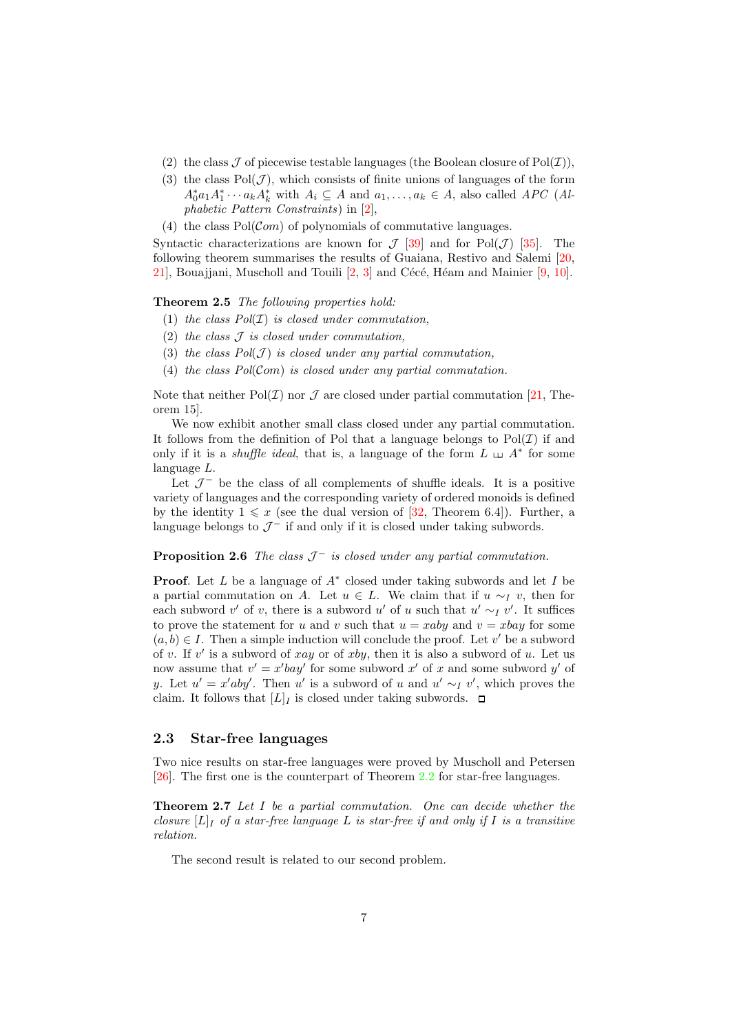(2) the class $\mathcal{J}$ of piecewise testable languages (the Boolean closure of $\mathrm{Pol}(\mathcal{I})$),

(3) the class $\mathrm{Pol}(\mathcal{J})$, which consists of finite unions of languages of the form $A_0^*a_1A_1^* \cdots a_kA_k^*$ with $A_i \subseteq A$ and $a_1, \ldots, a_k \in A$, also called *APC* (*Alphabetic Pattern Constraints*) in [2],

(4) the class $\mathrm{Pol}(\mathcal{C}om)$ of polynomials of commutative languages.

Syntactic characterizations are known for $\mathcal{J}$ [39] and for $\mathrm{Pol}(\mathcal{J})$ [35]. The following theorem summarises the results of Guaiana, Restivo and Salemi [20, 21], Bouajjani, Muscholl and Touili [2, 3] and Cécé, Héam and Mainier [9, 10].

**Theorem 2.5** *The following properties hold:*

(1) *the class $Pol(\mathcal{I})$ is closed under commutation,*

(2) *the class $\mathcal{J}$ is closed under commutation,*

(3) *the class $Pol(\mathcal{J})$ is closed under any partial commutation,*

(4) *the class $Pol(\mathcal{C}om)$ is closed under any partial commutation.*

Note that neither $\mathrm{Pol}(\mathcal{I})$ nor $\mathcal{J}$ are closed under partial commutation [21, Theorem 15].

We now exhibit another small class closed under any partial commutation. It follows from the definition of Pol that a language belongs to $\mathrm{Pol}(\mathcal{I})$ if and only if it is a *shuffle ideal*, that is, a language of the form $L \sqcup\!\sqcup A^*$ for some language $L$.

Let $\mathcal{J}^-$ be the class of all complements of shuffle ideals. It is a positive variety of languages and the corresponding variety of ordered monoids is defined by the identity $1 \leqslant x$ (see the dual version of [32, Theorem 6.4]). Further, a language belongs to $\mathcal{J}^-$ if and only if it is closed under taking subwords.

**Proposition 2.6** *The class $\mathcal{J}^-$ is closed under any partial commutation.*

**Proof**. Let $L$ be a language of $A^*$ closed under taking subwords and let $I$ be a partial commutation on $A$. Let $u \in L$. We claim that if $u \sim_I v$, then for each subword $v'$ of $v$, there is a subword $u'$ of $u$ such that $u' \sim_I v'$. It suffices to prove the statement for $u$ and $v$ such that $u = xaby$ and $v = xbay$ for some $(a, b) \in I$. Then a simple induction will conclude the proof. Let $v'$ be a subword of $v$. If $v'$ is a subword of $xay$ or of $xby$, then it is also a subword of $u$. Let us now assume that $v' = x'bay'$ for some subword $x'$ of $x$ and some subword $y'$ of $y$. Let $u' = x'aby'$. Then $u'$ is a subword of $u$ and $u' \sim_I v'$, which proves the claim. It follows that $[L]_I$ is closed under taking subwords. □

## 2.3 Star-free languages

Two nice results on star-free languages were proved by Muscholl and Petersen [26]. The first one is the counterpart of Theorem 2.2 for star-free languages.

**Theorem 2.7** *Let $I$ be a partial commutation. One can decide whether the closure $[L]_I$ of a star-free language $L$ is star-free if and only if $I$ is a transitive relation.*

The second result is related to our second problem.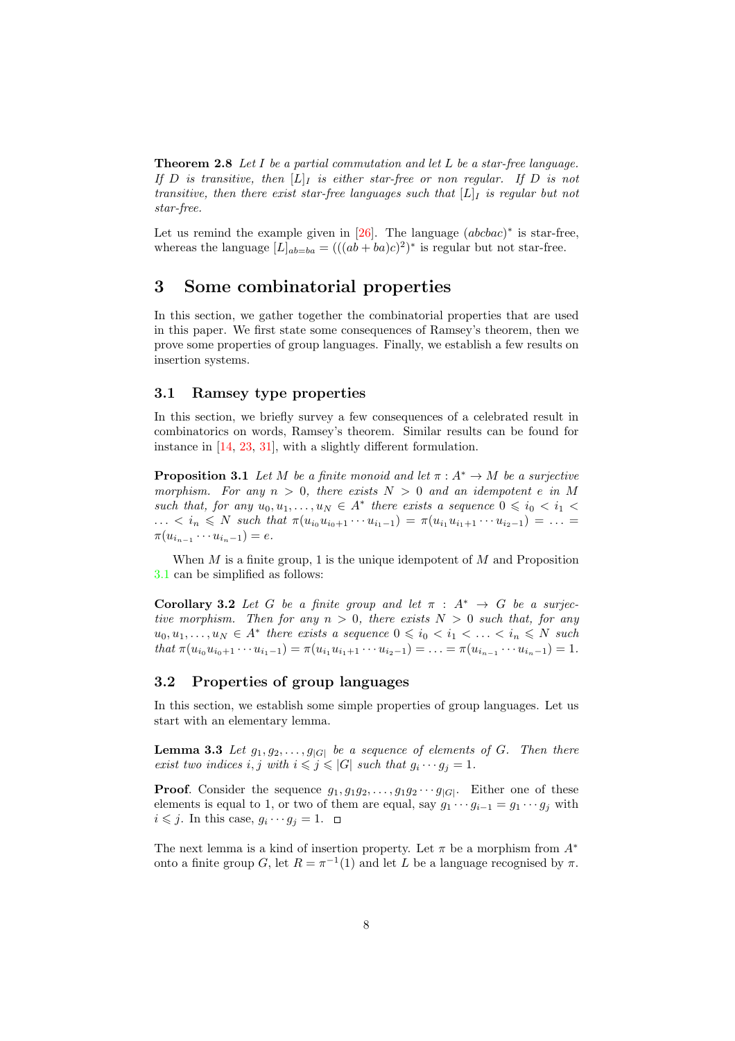**Theorem 2.8** *Let $I$ be a partial commutation and let $L$ be a star-free language. If $D$ is transitive, then $[L]_I$ is either star-free or non regular. If $D$ is not transitive, then there exist star-free languages such that $[L]_I$ is regular but not star-free.*

Let us remind the example given in [26]. The language $(abcbac)^*$ is star-free, whereas the language $[L]_{ab=ba} = (((ab + ba)c)^2)^*$ is regular but not star-free.

# 3 Some combinatorial properties

In this section, we gather together the combinatorial properties that are used in this paper. We first state some consequences of Ramsey's theorem, then we prove some properties of group languages. Finally, we establish a few results on insertion systems.

## 3.1 Ramsey type properties

In this section, we briefly survey a few consequences of a celebrated result in combinatorics on words, Ramsey's theorem. Similar results can be found for instance in [14, 23, 31], with a slightly different formulation.

**Proposition 3.1** *Let $M$ be a finite monoid and let $\pi : A^* \to M$ be a surjective morphism. For any $n > 0$, there exists $N > 0$ and an idempotent $e$ in $M$ such that, for any $u_0, u_1, \ldots, u_N \in A^*$ there exists a sequence $0 \leqslant i_0 < i_1 < \ldots < i_n \leqslant N$ such that $\pi(u_{i_0} u_{i_0+1} \cdots u_{i_1-1}) = \pi(u_{i_1} u_{i_1+1} \cdots u_{i_2-1}) = \ldots = \pi(u_{i_{n-1}} \cdots u_{i_n-1}) = e$.*

When $M$ is a finite group, 1 is the unique idempotent of $M$ and Proposition 3.1 can be simplified as follows:

**Corollary 3.2** *Let $G$ be a finite group and let $\pi : A^* \to G$ be a surjective morphism. Then for any $n > 0$, there exists $N > 0$ such that, for any $u_0, u_1, \ldots, u_N \in A^*$ there exists a sequence $0 \leqslant i_0 < i_1 < \ldots < i_n \leqslant N$ such that $\pi(u_{i_0} u_{i_0+1} \cdots u_{i_1-1}) = \pi(u_{i_1} u_{i_1+1} \cdots u_{i_2-1}) = \ldots = \pi(u_{i_{n-1}} \cdots u_{i_n-1}) = 1$.*

## 3.2 Properties of group languages

In this section, we establish some simple properties of group languages. Let us start with an elementary lemma.

**Lemma 3.3** *Let $g_1, g_2, \ldots, g_{|G|}$ be a sequence of elements of $G$. Then there exist two indices $i, j$ with $i \leqslant j \leqslant |G|$ such that $g_i \cdots g_j = 1$.*

**Proof**. Consider the sequence $g_1, g_1 g_2, \ldots, g_1 g_2 \cdots g_{|G|}$. Either one of these elements is equal to 1, or two of them are equal, say $g_1 \cdots g_{i-1} = g_1 \cdots g_j$ with $i \leqslant j$. In this case, $g_i \cdots g_j = 1$. □

The next lemma is a kind of insertion property. Let $\pi$ be a morphism from $A^*$ onto a finite group $G$, let $R = \pi^{-1}(1)$ and let $L$ be a language recognised by $\pi$.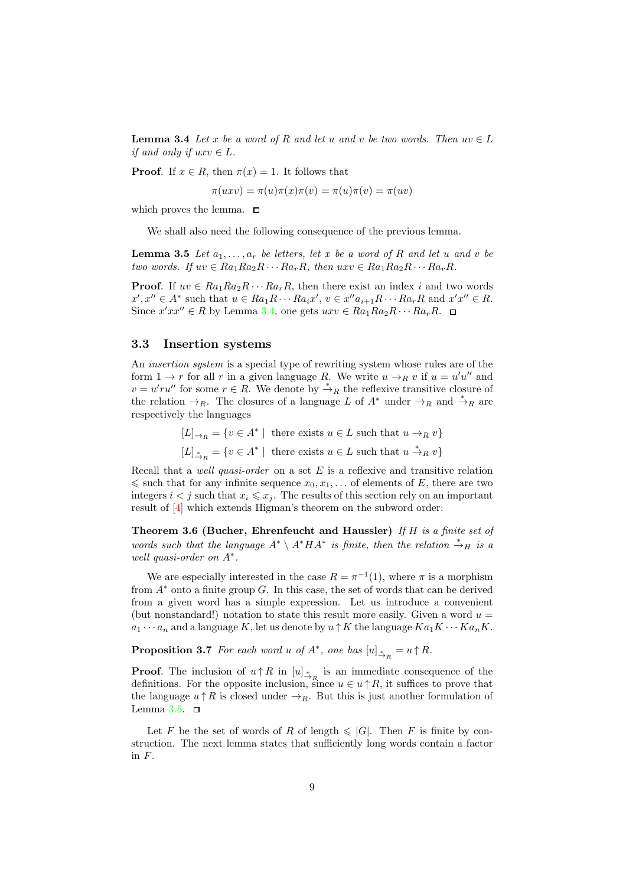**Lemma 3.4** *Let $x$ be a word of $R$ and let $u$ and $v$ be two words. Then $uv \in L$ if and only if $uxv \in L$.*

**Proof**. If $x \in R$, then $\pi(x) = 1$. It follows that

$$\pi(uxv) = \pi(u)\pi(x)\pi(v) = \pi(u)\pi(v) = \pi(uv)$$

which proves the lemma. □

We shall also need the following consequence of the previous lemma.

**Lemma 3.5** *Let $a_1, \ldots, a_r$ be letters, let $x$ be a word of $R$ and let $u$ and $v$ be two words. If $uv \in Ra_1Ra_2R \cdots Ra_rR$, then $uxv \in Ra_1Ra_2R \cdots Ra_rR$.*

**Proof**. If $uv \in Ra_1Ra_2R \cdots Ra_rR$, then there exist an index $i$ and two words $x', x'' \in A^*$ such that $u \in Ra_1R \cdots Ra_ix'$, $v \in x''a_{i+1}R \cdots Ra_rR$ and $x'x'' \in R$. Since $x'xx'' \in R$ by Lemma 3.4, one gets $uxv \in Ra_1Ra_2R \cdots Ra_rR$. □

## 3.3 Insertion systems

An *insertion system* is a special type of rewriting system whose rules are of the form $1 \to r$ for all $r$ in a given language $R$. We write $u \to_R v$ if $u = u'u''$ and $v = u'ru''$ for some $r \in R$. We denote by $\xrightarrow{*}_R$ the reflexive transitive closure of the relation $\to_R$. The closures of a language $L$ of $A^*$ under $\to_R$ and $\xrightarrow{*}_R$ are respectively the languages

$$[L]_{\to_R} = \{v \in A^* \mid \text{ there exists } u \in L \text{ such that } u \to_R v\}$$

$$[L]_{\xrightarrow{*}_R} = \{v \in A^* \mid \text{ there exists } u \in L \text{ such that } u \xrightarrow{*}_R v\}$$

Recall that a *well quasi-order* on a set $E$ is a reflexive and transitive relation $\leqslant$ such that for any infinite sequence $x_0, x_1, \ldots$ of elements of $E$, there are two integers $i < j$ such that $x_i \leqslant x_j$. The results of this section rely on an important result of [4] which extends Higman's theorem on the subword order:

**Theorem 3.6 (Bucher, Ehrenfeucht and Haussler)** *If $H$ is a finite set of words such that the language $A^* \setminus A^*HA^*$ is finite, then the relation $\xrightarrow{*}_H$ is a well quasi-order on $A^*$.*

We are especially interested in the case $R = \pi^{-1}(1)$, where $\pi$ is a morphism from $A^*$ onto a finite group $G$. In this case, the set of words that can be derived from a given word has a simple expression. Let us introduce a convenient (but nonstandard!) notation to state this result more easily. Given a word $u = a_1 \cdots a_n$ and a language $K$, let us denote by $u \uparrow K$ the language $Ka_1K \cdots Ka_nK$.

**Proposition 3.7** *For each word $u$ of $A^*$, one has $[u]_{\xrightarrow{*}_R} = u \uparrow R$.*

**Proof**. The inclusion of $u \uparrow R$ in $[u]_{\xrightarrow{*}_R}$ is an immediate consequence of the definitions. For the opposite inclusion, since $u \in u \uparrow R$, it suffices to prove that the language $u \uparrow R$ is closed under $\to_R$. But this is just another formulation of Lemma 3.5. □

Let $F$ be the set of words of $R$ of length $\leqslant |G|$. Then $F$ is finite by construction. The next lemma states that sufficiently long words contain a factor in $F$.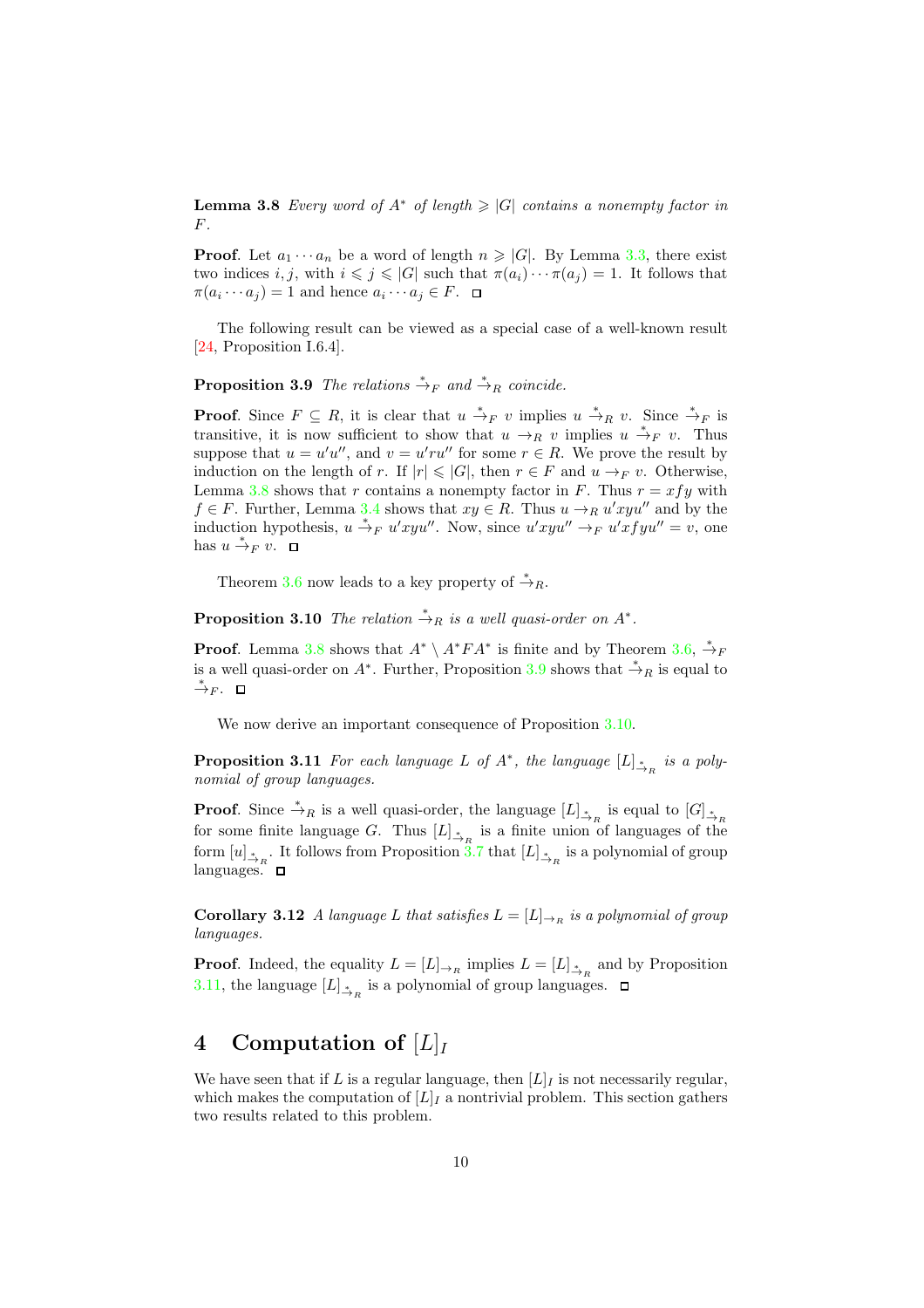**Lemma 3.8** *Every word of $A^*$ of length $\geqslant |G|$ contains a nonempty factor in $F$.*

**Proof**. Let $a_1 \cdots a_n$ be a word of length $n \geqslant |G|$. By Lemma 3.3, there exist two indices $i, j$, with $i \leqslant j \leqslant |G|$ such that $\pi(a_i) \cdots \pi(a_j) = 1$. It follows that $\pi(a_i \cdots a_j) = 1$ and hence $a_i \cdots a_j \in F$. $\square$

The following result can be viewed as a special case of a well-known result [24, Proposition I.6.4].

**Proposition 3.9** *The relations $\xrightarrow{*}_F$ and $\xrightarrow{*}_R$ coincide.*

**Proof**. Since $F \subseteq R$, it is clear that $u \xrightarrow{*}_F v$ implies $u \xrightarrow{*}_R v$. Since $\xrightarrow{*}_F$ is transitive, it is now sufficient to show that $u \to_R v$ implies $u \xrightarrow{*}_F v$. Thus suppose that $u = u'u''$, and $v = u'ru''$ for some $r \in R$. We prove the result by induction on the length of $r$. If $|r| \leqslant |G|$, then $r \in F$ and $u \to_F v$. Otherwise, Lemma 3.8 shows that $r$ contains a nonempty factor in $F$. Thus $r = xfy$ with $f \in F$. Further, Lemma 3.4 shows that $xy \in R$. Thus $u \to_R u'xyu''$ and by the induction hypothesis, $u \xrightarrow{*}_F u'xyu''$. Now, since $u'xyu'' \to_F u'xfyu'' = v$, one has $u \xrightarrow{*}_F v$. $\square$

Theorem 3.6 now leads to a key property of $\xrightarrow{*}_R$.

**Proposition 3.10** *The relation $\xrightarrow{*}_R$ is a well quasi-order on $A^*$.*

**Proof**. Lemma 3.8 shows that $A^* \setminus A^*FA^*$ is finite and by Theorem 3.6, $\xrightarrow{*}_F$ is a well quasi-order on $A^*$. Further, Proposition 3.9 shows that $\xrightarrow{*}_R$ is equal to $\xrightarrow{*}_F$. $\square$

We now derive an important consequence of Proposition 3.10.

**Proposition 3.11** *For each language $L$ of $A^*$, the language $[L]_{\xrightarrow{*}_R}$ is a polynomial of group languages.*

**Proof**. Since $\xrightarrow{*}_R$ is a well quasi-order, the language $[L]_{\xrightarrow{*}_R}$ is equal to $[G]_{\xrightarrow{*}_R}$ for some finite language $G$. Thus $[L]_{\xrightarrow{*}_R}$ is a finite union of languages of the form $[u]_{\xrightarrow{*}_R}$. It follows from Proposition 3.7 that $[L]_{\xrightarrow{*}_R}$ is a polynomial of group languages. $\square$

**Corollary 3.12** *A language $L$ that satisfies $L = [L]_{\to_R}$ is a polynomial of group languages.*

**Proof**. Indeed, the equality $L = [L]_{\to_R}$ implies $L = [L]_{\xrightarrow{*}_R}$ and by Proposition 3.11, the language $[L]_{\xrightarrow{*}_R}$ is a polynomial of group languages. $\square$

# 4 Computation of $[L]_I$

We have seen that if $L$ is a regular language, then $[L]_I$ is not necessarily regular, which makes the computation of $[L]_I$ a nontrivial problem. This section gathers two results related to this problem.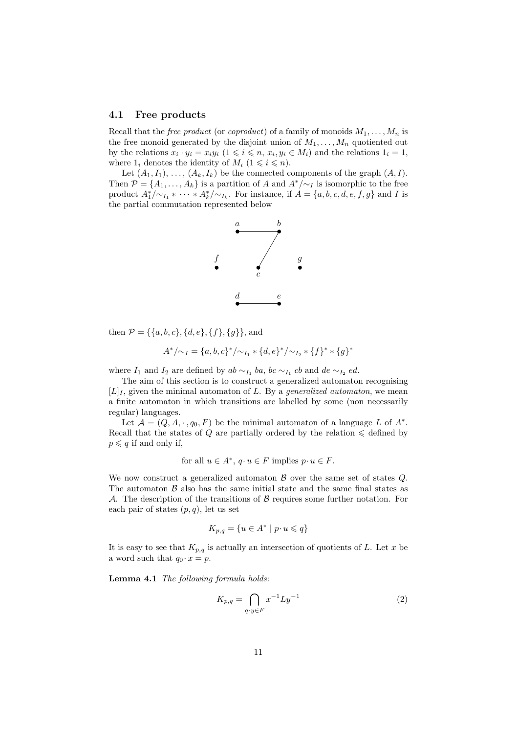### 4.1 Free products

Recall that the *free product* (or *coproduct*) of a family of monoids $M_1, \ldots, M_n$ is the free monoid generated by the disjoint union of $M_1, \ldots, M_n$ quotiented out by the relations $x_i \cdot y_i = x_i y_i$ ($1 \leqslant i \leqslant n$, $x_i, y_i \in M_i$) and the relations $1_i = 1$, where $1_i$ denotes the identity of $M_i$ ($1 \leqslant i \leqslant n$).

Let $(A_1, I_1), \ldots, (A_k, I_k)$ be the connected components of the graph $(A, I)$. Then $\mathcal{P} = \{A_1, \ldots, A_k\}$ is a partition of $A$ and $A^*/{\sim_I}$ is isomorphic to the free product $A_1^*/{\sim_{I_1}} * \cdots * A_k^*/{\sim_{I_k}}$. For instance, if $A = \{a, b, c, d, e, f, g\}$ and $I$ is the partial commutation represented below

then $\mathcal{P} = \{\{a, b, c\}, \{d, e\}, \{f\}, \{g\}\}$, and

$$A^*/{\sim_I} = \{a, b, c\}^*/{\sim_{I_1}} * \{d, e\}^*/{\sim_{I_2}} * \{f\}^* * \{g\}^*$$

where $I_1$ and $I_2$ are defined by $ab \sim_{I_1} ba$, $bc \sim_{I_1} cb$ and $de \sim_{I_2} ed$.

The aim of this section is to construct a generalized automaton recognising $[L]_I$, given the minimal automaton of $L$. By a *generalized automaton*, we mean a finite automaton in which transitions are labelled by some (non necessarily regular) languages.

Let $\mathcal{A} = (Q, A, \cdot, q_0, F)$ be the minimal automaton of a language $L$ of $A^*$. Recall that the states of $Q$ are partially ordered by the relation $\leqslant$ defined by $p \leqslant q$ if and only if,

$$\text{for all } u \in A^*,\ q \cdot u \in F \text{ implies } p \cdot u \in F.$$

We now construct a generalized automaton $\mathcal{B}$ over the same set of states $Q$. The automaton $\mathcal{B}$ also has the same initial state and the same final states as $\mathcal{A}$. The description of the transitions of $\mathcal{B}$ requires some further notation. For each pair of states $(p, q)$, let us set

$$K_{p,q} = \{u \in A^* \mid p \cdot u \leqslant q\}$$

It is easy to see that $K_{p,q}$ is actually an intersection of quotients of $L$. Let $x$ be a word such that $q_0 \cdot x = p$.

**Lemma 4.1** *The following formula holds:*

$$K_{p,q} = \bigcap_{q \cdot y \in F} x^{-1} L y^{-1} \tag{2}$$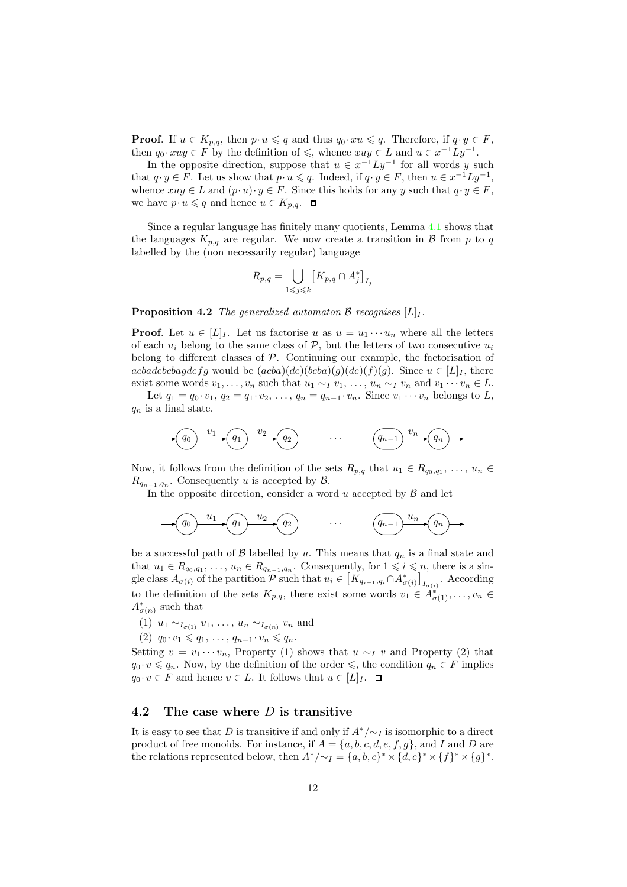**Proof**. If $u \in K_{p,q}$, then $p \cdot u \leqslant q$ and thus $q_0 \cdot xu \leqslant q$. Therefore, if $q \cdot y \in F$, then $q_0 \cdot xuy \in F$ by the definition of $\leqslant$, whence $xuy \in L$ and $u \in x^{-1}Ly^{-1}$.

In the opposite direction, suppose that $u \in x^{-1}Ly^{-1}$ for all words $y$ such that $q \cdot y \in F$. Let us show that $p \cdot u \leqslant q$. Indeed, if $q \cdot y \in F$, then $u \in x^{-1}Ly^{-1}$, whence $xuy \in L$ and $(p \cdot u) \cdot y \in F$. Since this holds for any $y$ such that $q \cdot y \in F$, we have $p \cdot u \leqslant q$ and hence $u \in K_{p,q}$. ◻

Since a regular language has finitely many quotients, Lemma 4.1 shows that the languages $K_{p,q}$ are regular. We now create a transition in $\mathcal{B}$ from $p$ to $q$ labelled by the (non necessarily regular) language

$$R_{p,q} = \bigcup_{1 \leqslant j \leqslant k} \left[K_{p,q} \cap A_j^*\right]_{I_j}$$

**Proposition 4.2** *The generalized automaton $\mathcal{B}$ recognises $[L]_I$.*

**Proof**. Let $u \in [L]_I$. Let us factorise $u$ as $u = u_1 \cdots u_n$ where all the letters of each $u_i$ belong to the same class of $\mathcal{P}$, but the letters of two consecutive $u_i$ belong to different classes of $\mathcal{P}$. Continuing our example, the factorisation of $acbadebcbagdefg$ would be $(acba)(de)(bcba)(g)(de)(f)(g)$. Since $u \in [L]_I$, there exist some words $v_1, \ldots, v_n$ such that $u_1 \sim_I v_1, \ldots, u_n \sim_I v_n$ and $v_1 \cdots v_n \in L$.

Let $q_1 = q_0 \cdot v_1$, $q_2 = q_1 \cdot v_2$, $\ldots$, $q_n = q_{n-1} \cdot v_n$. Since $v_1 \cdots v_n$ belongs to $L$, $q_n$ is a final state.

$$\to (q_0) \xrightarrow{v_1} (q_1) \xrightarrow{v_2} (q_2) \quad \cdots \quad (q_{n-1}) \xrightarrow{v_n} (q_n) \to$$

Now, it follows from the definition of the sets $R_{p,q}$ that $u_1 \in R_{q_0,q_1}, \ldots, u_n \in R_{q_{n-1},q_n}$. Consequently $u$ is accepted by $\mathcal{B}$.

In the opposite direction, consider a word $u$ accepted by $\mathcal{B}$ and let

$$\to (q_0) \xrightarrow{u_1} (q_1) \xrightarrow{u_2} (q_2) \quad \cdots \quad (q_{n-1}) \xrightarrow{u_n} (q_n) \to$$

be a successful path of $\mathcal{B}$ labelled by $u$. This means that $q_n$ is a final state and that $u_1 \in R_{q_0,q_1}, \ldots, u_n \in R_{q_{n-1},q_n}$. Consequently, for $1 \leqslant i \leqslant n$, there is a single class $A_{\sigma(i)}$ of the partition $\mathcal{P}$ such that $u_i \in \left[K_{q_{i-1},q_i} \cap A^*_{\sigma(i)}\right]_{I_{\sigma(i)}}$. According to the definition of the sets $K_{p,q}$, there exist some words $v_1 \in A^*_{\sigma(1)}, \ldots, v_n \in A^*_{\sigma(n)}$ such that

(1) $u_1 \sim_{I_{\sigma(1)}} v_1, \ldots, u_n \sim_{I_{\sigma(n)}} v_n$ and

(2) $q_0 \cdot v_1 \leqslant q_1, \ldots, q_{n-1} \cdot v_n \leqslant q_n$.

Setting $v = v_1 \cdots v_n$, Property (1) shows that $u \sim_I v$ and Property (2) that $q_0 \cdot v \leqslant q_n$. Now, by the definition of the order $\leqslant$, the condition $q_n \in F$ implies $q_0 \cdot v \in F$ and hence $v \in L$. It follows that $u \in [L]_I$. ◻

## 4.2 The case where $D$ is transitive

It is easy to see that $D$ is transitive if and only if $A^*/{\sim_I}$ is isomorphic to a direct product of free monoids. For instance, if $A = \{a, b, c, d, e, f, g\}$, and $I$ and $D$ are the relations represented below, then $A^*/{\sim_I} = \{a, b, c\}^* \times \{d, e\}^* \times \{f\}^* \times \{g\}^*$.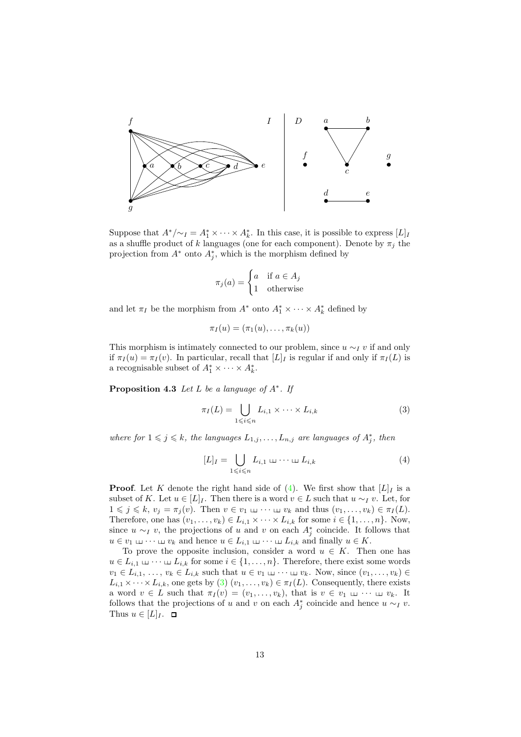Suppose that $A^*/{\sim_I} = A_1^* \times \cdots \times A_k^*$. In this case, it is possible to express $[L]_I$ as a shuffle product of $k$ languages (one for each component). Denote by $\pi_j$ the projection from $A^*$ onto $A_j^*$, which is the morphism defined by

$$\pi_j(a) = \begin{cases} a & \text{if } a \in A_j \\ 1 & \text{otherwise} \end{cases}$$

and let $\pi_I$ be the morphism from $A^*$ onto $A_1^* \times \cdots \times A_k^*$ defined by

$$\pi_I(u) = (\pi_1(u), \ldots, \pi_k(u))$$

This morphism is intimately connected to our problem, since $u \sim_I v$ if and only if $\pi_I(u) = \pi_I(v)$. In particular, recall that $[L]_I$ is regular if and only if $\pi_I(L)$ is a recognisable subset of $A_1^* \times \cdots \times A_k^*$.

**Proposition 4.3** *Let $L$ be a language of $A^*$. If*

$$\pi_I(L) = \bigcup_{1 \leqslant i \leqslant n} L_{i,1} \times \cdots \times L_{i,k} \tag{3}$$

*where for $1 \leqslant j \leqslant k$, the languages $L_{1,j}, \ldots, L_{n,j}$ are languages of $A_j^*$, then*

$$[L]_I = \bigcup_{1 \leqslant i \leqslant n} L_{i,1} ⧢ \cdots ⧢ L_{i,k} \tag{4}$$

**Proof**. Let $K$ denote the right hand side of (4). We first show that $[L]_I$ is a subset of $K$. Let $u \in [L]_I$. Then there is a word $v \in L$ such that $u \sim_I v$. Let, for $1 \leqslant j \leqslant k$, $v_j = \pi_j(v)$. Then $v \in v_1 ⧢ \cdots ⧢ v_k$ and thus $(v_1, \ldots, v_k) \in \pi_I(L)$. Therefore, one has $(v_1, \ldots, v_k) \in L_{i,1} \times \cdots \times L_{i,k}$ for some $i \in \{1, \ldots, n\}$. Now, since $u \sim_I v$, the projections of $u$ and $v$ on each $A_j^*$ coincide. It follows that $u \in v_1 ⧢ \cdots ⧢ v_k$ and hence $u \in L_{i,1} ⧢ \cdots ⧢ L_{i,k}$ and finally $u \in K$.

To prove the opposite inclusion, consider a word $u \in K$. Then one has $u \in L_{i,1} ⧢ \cdots ⧢ L_{i,k}$ for some $i \in \{1, \ldots, n\}$. Therefore, there exist some words $v_1 \in L_{i,1}, \ldots, v_k \in L_{i,k}$ such that $u \in v_1 ⧢ \cdots ⧢ v_k$. Now, since $(v_1, \ldots, v_k) \in L_{i,1} \times \cdots \times L_{i,k}$, one gets by (3) $(v_1, \ldots, v_k) \in \pi_I(L)$. Consequently, there exists a word $v \in L$ such that $\pi_I(v) = (v_1, \ldots, v_k)$, that is $v \in v_1 ⧢ \cdots ⧢ v_k$. It follows that the projections of $u$ and $v$ on each $A_j^*$ coincide and hence $u \sim_I v$. Thus $u \in [L]_I$. □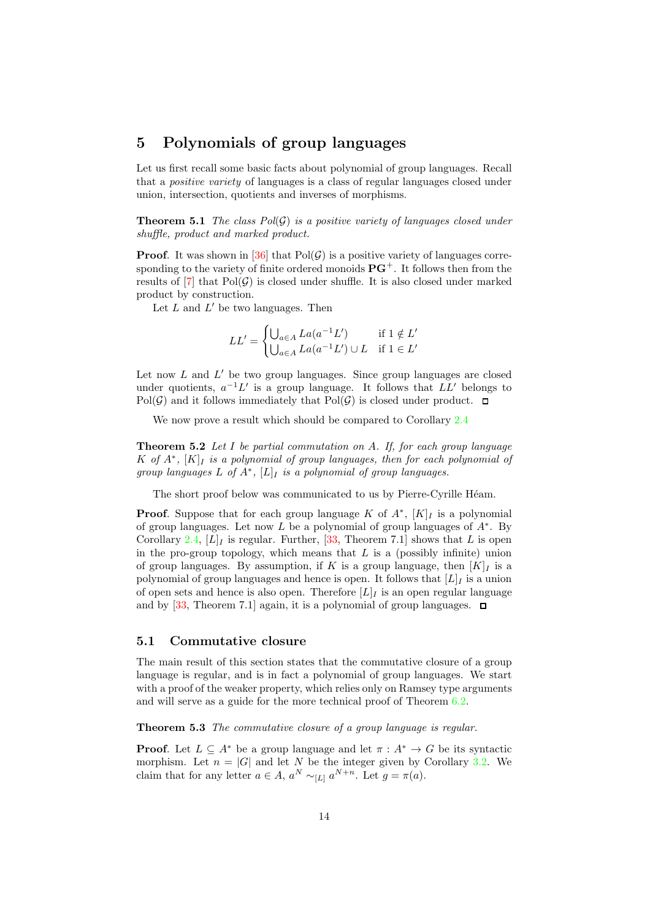# 5 Polynomials of group languages

Let us first recall some basic facts about polynomial of group languages. Recall that a *positive variety* of languages is a class of regular languages closed under union, intersection, quotients and inverses of morphisms.

**Theorem 5.1** *The class Pol($\mathcal{G}$) is a positive variety of languages closed under shuffle, product and marked product.*

**Proof**. It was shown in [36] that Pol($\mathcal{G}$) is a positive variety of languages corresponding to the variety of finite ordered monoids $\mathbf{PG}^+$. It follows then from the results of [7] that Pol($\mathcal{G}$) is closed under shuffle. It is also closed under marked product by construction.

Let $L$ and $L'$ be two languages. Then

$$LL' = \begin{cases} \bigcup_{a \in A} La(a^{-1}L') & \text{if } 1 \notin L' \\ \bigcup_{a \in A} La(a^{-1}L') \cup L & \text{if } 1 \in L' \end{cases}$$

Let now $L$ and $L'$ be two group languages. Since group languages are closed under quotients, $a^{-1}L'$ is a group language. It follows that $LL'$ belongs to Pol($\mathcal{G}$) and it follows immediately that Pol($\mathcal{G}$) is closed under product. ◻

We now prove a result which should be compared to Corollary 2.4

**Theorem 5.2** *Let $I$ be partial commutation on $A$. If, for each group language $K$ of $A^*$, $[K]_I$ is a polynomial of group languages, then for each polynomial of group languages $L$ of $A^*$, $[L]_I$ is a polynomial of group languages.*

The short proof below was communicated to us by Pierre-Cyrille Héam.

**Proof**. Suppose that for each group language $K$ of $A^*$, $[K]_I$ is a polynomial of group languages. Let now $L$ be a polynomial of group languages of $A^*$. By Corollary 2.4, $[L]_I$ is regular. Further, [33, Theorem 7.1] shows that $L$ is open in the pro-group topology, which means that $L$ is a (possibly infinite) union of group languages. By assumption, if $K$ is a group language, then $[K]_I$ is a polynomial of group languages and hence is open. It follows that $[L]_I$ is a union of open sets and hence is also open. Therefore $[L]_I$ is an open regular language and by [33, Theorem 7.1] again, it is a polynomial of group languages. ◻

## 5.1 Commutative closure

The main result of this section states that the commutative closure of a group language is regular, and is in fact a polynomial of group languages. We start with a proof of the weaker property, which relies only on Ramsey type arguments and will serve as a guide for the more technical proof of Theorem 6.2.

**Theorem 5.3** *The commutative closure of a group language is regular.*

**Proof**. Let $L \subseteq A^*$ be a group language and let $\pi : A^* \to G$ be its syntactic morphism. Let $n = |G|$ and let $N$ be the integer given by Corollary 3.2. We claim that for any letter $a \in A$, $a^N \sim_{[L]} a^{N+n}$. Let $g = \pi(a)$.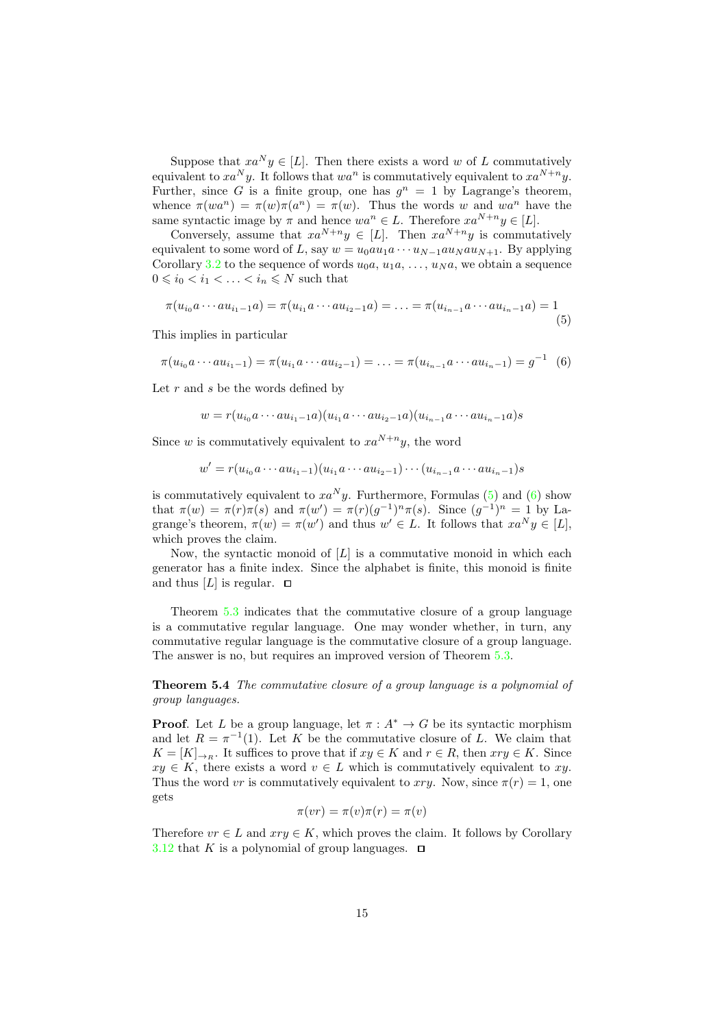Suppose that $xa^N y \in [L]$. Then there exists a word $w$ of $L$ commutatively equivalent to $xa^N y$. It follows that $wa^n$ is commutatively equivalent to $xa^{N+n}y$. Further, since $G$ is a finite group, one has $g^n = 1$ by Lagrange's theorem, whence $\pi(wa^n) = \pi(w)\pi(a^n) = \pi(w)$. Thus the words $w$ and $wa^n$ have the same syntactic image by $\pi$ and hence $wa^n \in L$. Therefore $xa^{N+n}y \in [L]$.

Conversely, assume that $xa^{N+n}y \in [L]$. Then $xa^{N+n}y$ is commutatively equivalent to some word of $L$, say $w = u_0 a u_1 a \cdots u_{N-1} a u_N a u_{N+1}$. By applying Corollary 3.2 to the sequence of words $u_0 a$, $u_1 a$, $\ldots$, $u_N a$, we obtain a sequence $0 \leqslant i_0 < i_1 < \ldots < i_n \leqslant N$ such that

$$\pi(u_{i_0} a \cdots a u_{i_1 - 1} a) = \pi(u_{i_1} a \cdots a u_{i_2 - 1} a) = \ldots = \pi(u_{i_{n-1}} a \cdots a u_{i_n - 1} a) = 1 \tag{5}$$

This implies in particular

$$\pi(u_{i_0} a \cdots a u_{i_1 - 1}) = \pi(u_{i_1} a \cdots a u_{i_2 - 1}) = \ldots = \pi(u_{i_{n-1}} a \cdots a u_{i_n - 1}) = g^{-1} \tag{6}$$

Let $r$ and $s$ be the words defined by

$$w = r(u_{i_0} a \cdots a u_{i_1 - 1} a)(u_{i_1} a \cdots a u_{i_2 - 1} a)(u_{i_{n-1}} a \cdots a u_{i_n - 1} a)s$$

Since $w$ is commutatively equivalent to $xa^{N+n}y$, the word

$$w' = r(u_{i_0} a \cdots a u_{i_1 - 1})(u_{i_1} a \cdots a u_{i_2 - 1}) \cdots (u_{i_{n-1}} a \cdots a u_{i_n - 1})s$$

is commutatively equivalent to $xa^N y$. Furthermore, Formulas (5) and (6) show that $\pi(w) = \pi(r)\pi(s)$ and $\pi(w') = \pi(r)(g^{-1})^n \pi(s)$. Since $(g^{-1})^n = 1$ by Lagrange's theorem, $\pi(w) = \pi(w')$ and thus $w' \in L$. It follows that $xa^N y \in [L]$, which proves the claim.

Now, the syntactic monoid of $[L]$ is a commutative monoid in which each generator has a finite index. Since the alphabet is finite, this monoid is finite and thus $[L]$ is regular. $\square$

Theorem 5.3 indicates that the commutative closure of a group language is a commutative regular language. One may wonder whether, in turn, any commutative regular language is the commutative closure of a group language. The answer is no, but requires an improved version of Theorem 5.3.

**Theorem 5.4** *The commutative closure of a group language is a polynomial of group languages.*

**Proof**. Let $L$ be a group language, let $\pi : A^* \to G$ be its syntactic morphism and let $R = \pi^{-1}(1)$. Let $K$ be the commutative closure of $L$. We claim that $K = [K]_{\to R}$. It suffices to prove that if $xy \in K$ and $r \in R$, then $xry \in K$. Since $xy \in K$, there exists a word $v \in L$ which is commutatively equivalent to $xy$. Thus the word $vr$ is commutatively equivalent to $xry$. Now, since $\pi(r) = 1$, one gets

$$\pi(vr) = \pi(v)\pi(r) = \pi(v)$$

Therefore $vr \in L$ and $xry \in K$, which proves the claim. It follows by Corollary 3.12 that $K$ is a polynomial of group languages. $\square$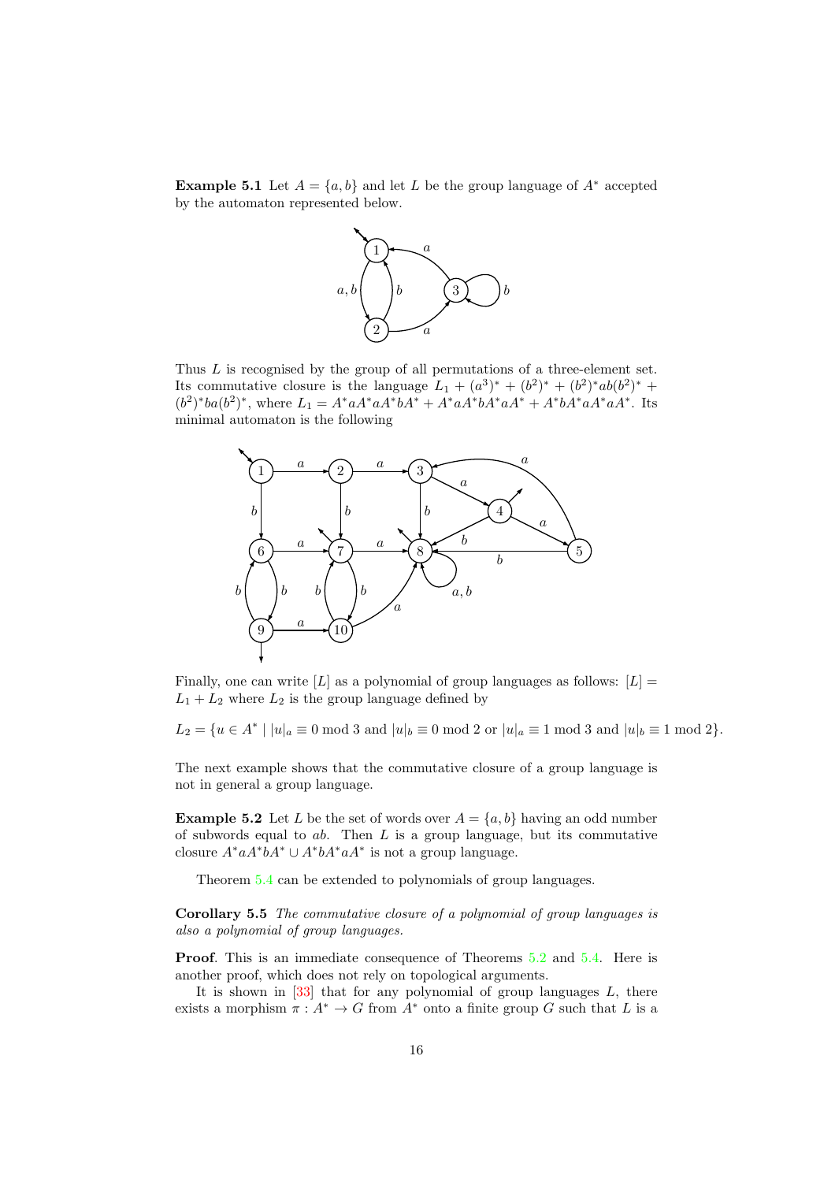**Example 5.1** Let $A = \{a, b\}$ and let $L$ be the group language of $A^*$ accepted by the automaton represented below.

Thus $L$ is recognised by the group of all permutations of a three-element set. Its commutative closure is the language $L_1 + (a^3)^* + (b^2)^* + (b^2)^*ab(b^2)^* + (b^2)^*ba(b^2)^*$, where $L_1 = A^*aA^*aA^*bA^* + A^*aA^*bA^*aA^* + A^*bA^*aA^*aA^*$. Its minimal automaton is the following

Finally, one can write $[L]$ as a polynomial of group languages as follows: $[L] = L_1 + L_2$ where $L_2$ is the group language defined by

$$L_2 = \{u \in A^* \mid |u|_a \equiv 0 \bmod 3 \text{ and } |u|_b \equiv 0 \bmod 2 \text{ or } |u|_a \equiv 1 \bmod 3 \text{ and } |u|_b \equiv 1 \bmod 2\}.$$

The next example shows that the commutative closure of a group language is not in general a group language.

**Example 5.2** Let $L$ be the set of words over $A = \{a, b\}$ having an odd number of subwords equal to $ab$. Then $L$ is a group language, but its commutative closure $A^*aA^*bA^* \cup A^*bA^*aA^*$ is not a group language.

Theorem 5.4 can be extended to polynomials of group languages.

**Corollary 5.5** *The commutative closure of a polynomial of group languages is also a polynomial of group languages.*

**Proof**. This is an immediate consequence of Theorems 5.2 and 5.4. Here is another proof, which does not rely on topological arguments.

It is shown in [33] that for any polynomial of group languages $L$, there exists a morphism $\pi : A^* \to G$ from $A^*$ onto a finite group $G$ such that $L$ is a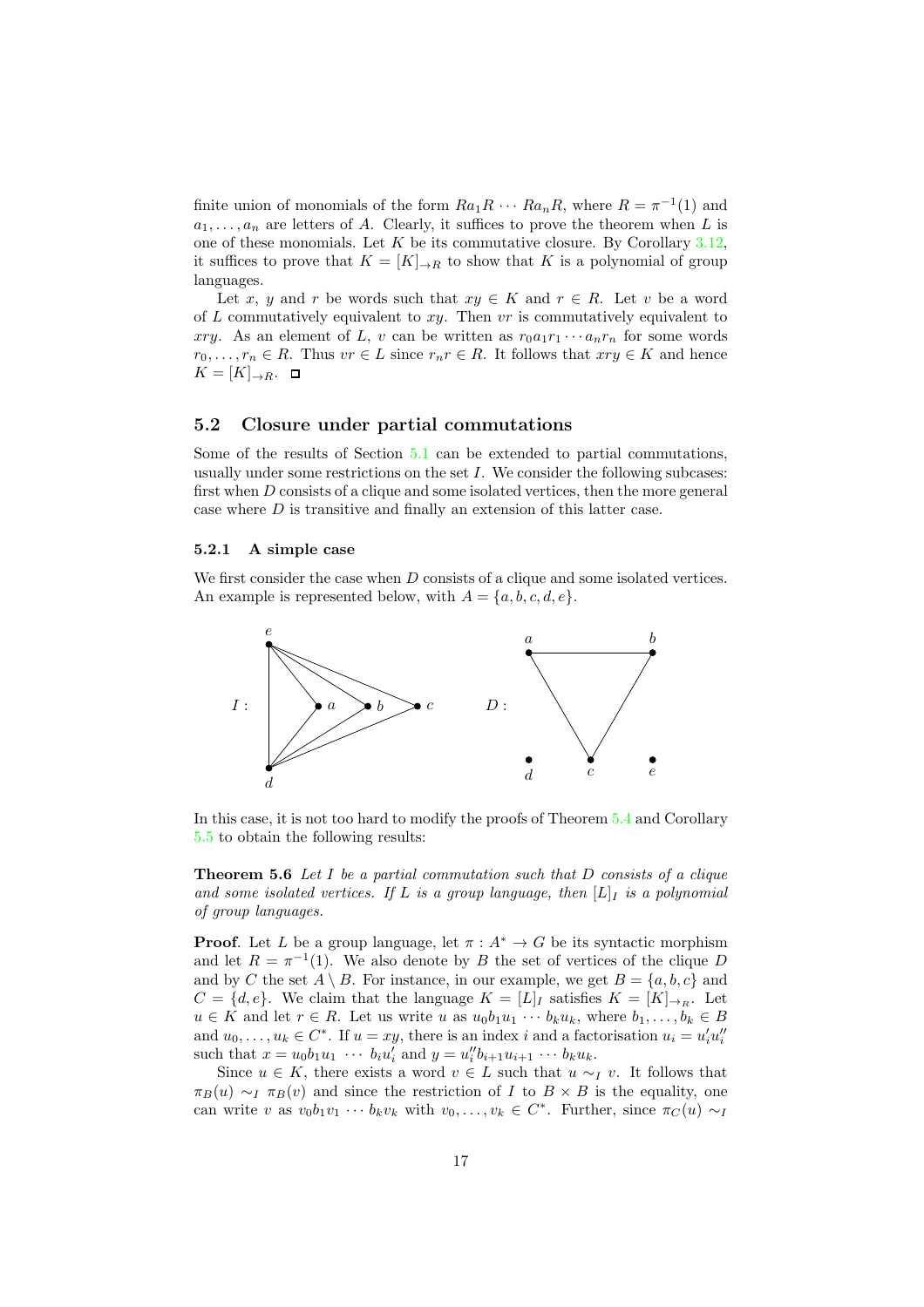finite union of monomials of the form $Ra_1R \cdots Ra_nR$, where $R = \pi^{-1}(1)$ and $a_1, \ldots, a_n$ are letters of $A$. Clearly, it suffices to prove the theorem when $L$ is one of these monomials. Let $K$ be its commutative closure. By Corollary 3.12, it suffices to prove that $K = [K]_{\to R}$ to show that $K$ is a polynomial of group languages.

Let $x$, $y$ and $r$ be words such that $xy \in K$ and $r \in R$. Let $v$ be a word of $L$ commutatively equivalent to $xy$. Then $vr$ is commutatively equivalent to $xry$. As an element of $L$, $v$ can be written as $r_0a_1r_1 \cdots a_nr_n$ for some words $r_0, \ldots, r_n \in R$. Thus $vr \in L$ since $r_nr \in R$. It follows that $xry \in K$ and hence $K = [K]_{\to R}$. ◻

## 5.2 Closure under partial commutations

Some of the results of Section 5.1 can be extended to partial commutations, usually under some restrictions on the set $I$. We consider the following subcases: first when $D$ consists of a clique and some isolated vertices, then the more general case where $D$ is transitive and finally an extension of this latter case.

### 5.2.1 A simple case

We first consider the case when $D$ consists of a clique and some isolated vertices. An example is represented below, with $A = \{a, b, c, d, e\}$.

In this case, it is not too hard to modify the proofs of Theorem 5.4 and Corollary 5.5 to obtain the following results:

**Theorem 5.6** *Let $I$ be a partial commutation such that $D$ consists of a clique and some isolated vertices. If $L$ is a group language, then $[L]_I$ is a polynomial of group languages.*

**Proof**. Let $L$ be a group language, let $\pi : A^* \to G$ be its syntactic morphism and let $R = \pi^{-1}(1)$. We also denote by $B$ the set of vertices of the clique $D$ and by $C$ the set $A \setminus B$. For instance, in our example, we get $B = \{a, b, c\}$ and $C = \{d, e\}$. We claim that the language $K = [L]_I$ satisfies $K = [K]_{\to R}$. Let $u \in K$ and let $r \in R$. Let us write $u$ as $u_0b_1u_1 \cdots b_ku_k$, where $b_1, \ldots, b_k \in B$ and $u_0, \ldots, u_k \in C^*$. If $u = xy$, there is an index $i$ and a factorisation $u_i = u_i'u_i''$ such that $x = u_0b_1u_1 \cdots b_iu_i'$ and $y = u_i''b_{i+1}u_{i+1} \cdots b_ku_k$.

Since $u \in K$, there exists a word $v \in L$ such that $u \sim_I v$. It follows that $\pi_B(u) \sim_I \pi_B(v)$ and since the restriction of $I$ to $B \times B$ is the equality, one can write $v$ as $v_0b_1v_1 \cdots b_kv_k$ with $v_0, \ldots, v_k \in C^*$. Further, since $\pi_C(u) \sim_I$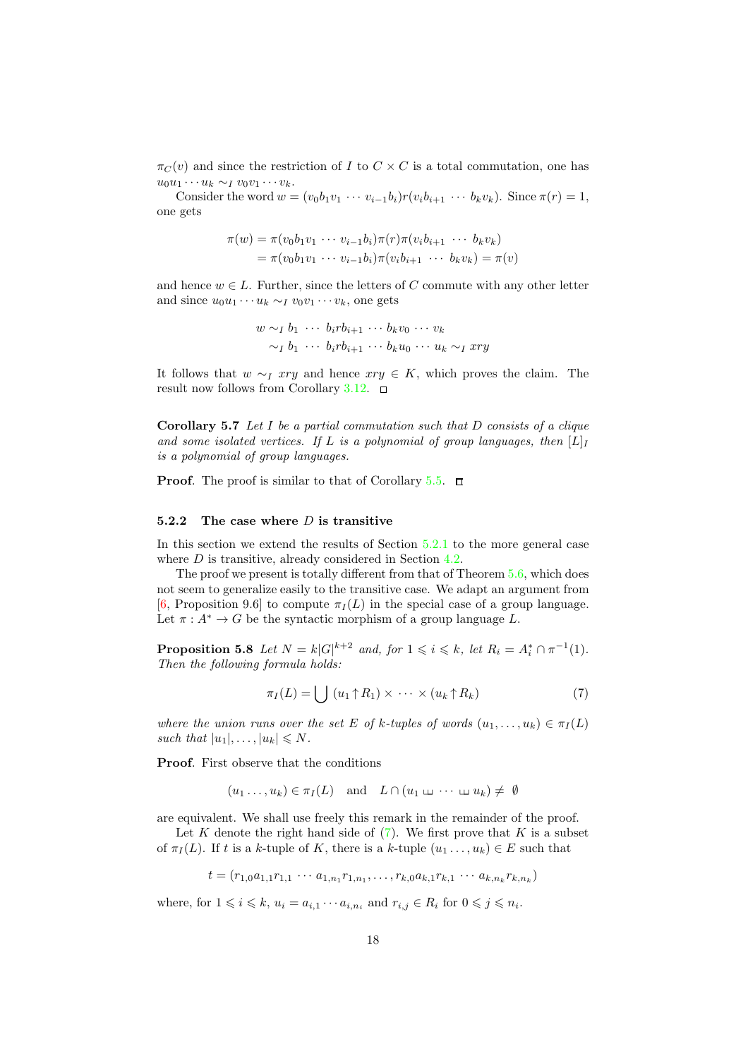$\pi_C(v)$ and since the restriction of $I$ to $C \times C$ is a total commutation, one has $u_0u_1 \cdots u_k \sim_I v_0v_1 \cdots v_k$.

Consider the word $w = (v_0b_1v_1 \cdots v_{i-1}b_i)r(v_ib_{i+1} \cdots b_kv_k)$. Since $\pi(r) = 1$, one gets

$$\begin{aligned}
\pi(w) &= \pi(v_0b_1v_1 \cdots v_{i-1}b_i)\pi(r)\pi(v_ib_{i+1} \cdots b_kv_k) \\
&= \pi(v_0b_1v_1 \cdots v_{i-1}b_i)\pi(v_ib_{i+1} \cdots b_kv_k) = \pi(v)
\end{aligned}$$

and hence $w \in L$. Further, since the letters of $C$ commute with any other letter and since $u_0u_1 \cdots u_k \sim_I v_0v_1 \cdots v_k$, one gets

$$\begin{aligned}
w &\sim_I b_1 \cdots b_irb_{i+1} \cdots b_kv_0 \cdots v_k \\
&\sim_I b_1 \cdots b_irb_{i+1} \cdots b_ku_0 \cdots u_k \sim_I xry
\end{aligned}$$

It follows that $w \sim_I xry$ and hence $xry \in K$, which proves the claim. The result now follows from Corollary 3.12. $\square$

**Corollary 5.7** *Let $I$ be a partial commutation such that $D$ consists of a clique and some isolated vertices. If $L$ is a polynomial of group languages, then $[L]_I$ is a polynomial of group languages.*

**Proof**. The proof is similar to that of Corollary 5.5. $\square$

### 5.2.2 The case where $D$ is transitive

In this section we extend the results of Section 5.2.1 to the more general case where $D$ is transitive, already considered in Section 4.2.

The proof we present is totally different from that of Theorem 5.6, which does not seem to generalize easily to the transitive case. We adapt an argument from [6, Proposition 9.6] to compute $\pi_I(L)$ in the special case of a group language. Let $\pi : A^* \to G$ be the syntactic morphism of a group language $L$.

**Proposition 5.8** *Let $N = k|G|^{k+2}$ and, for $1 \leqslant i \leqslant k$, let $R_i = A_i^* \cap \pi^{-1}(1)$. Then the following formula holds:*

$$\pi_I(L) = \bigcup \; (u_1 \uparrow R_1) \times \cdots \times (u_k \uparrow R_k) \tag{7}$$

*where the union runs over the set $E$ of $k$-tuples of words $(u_1, \ldots, u_k) \in \pi_I(L)$ such that $|u_1|, \ldots, |u_k| \leqslant N$.*

**Proof**. First observe that the conditions

$$(u_1 \ldots, u_k) \in \pi_I(L) \quad \text{and} \quad L \cap (u_1 \sqcup\!\sqcup \cdots \sqcup\!\sqcup u_k) \neq \emptyset$$

are equivalent. We shall use freely this remark in the remainder of the proof.

Let $K$ denote the right hand side of (7). We first prove that $K$ is a subset of $\pi_I(L)$. If $t$ is a $k$-tuple of $K$, there is a $k$-tuple $(u_1 \ldots, u_k) \in E$ such that

$$t = (r_{1,0}a_{1,1}r_{1,1} \cdots a_{1,n_1}r_{1,n_1}, \ldots, r_{k,0}a_{k,1}r_{k,1} \cdots a_{k,n_k}r_{k,n_k})$$

where, for $1 \leqslant i \leqslant k$, $u_i = a_{i,1} \cdots a_{i,n_i}$ and $r_{i,j} \in R_i$ for $0 \leqslant j \leqslant n_i$.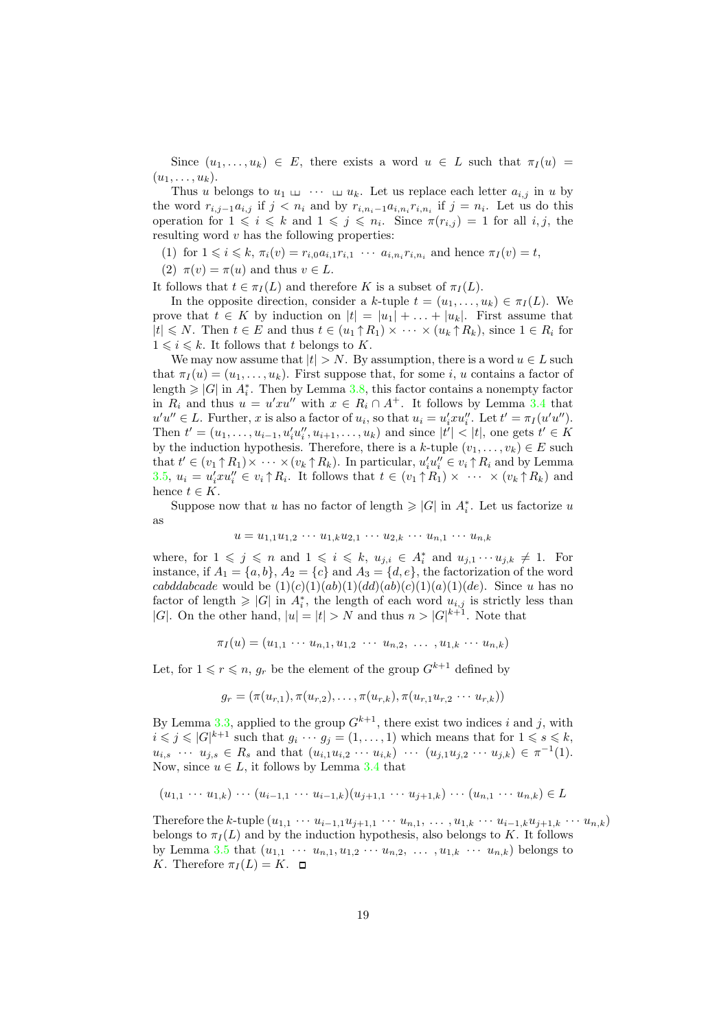Since $(u_1, \ldots, u_k) \in E$, there exists a word $u \in L$ such that $\pi_I(u) = (u_1, \ldots, u_k)$.

Thus $u$ belongs to $u_1 \sqcup\!\sqcup \cdots \sqcup\!\sqcup u_k$. Let us replace each letter $a_{i,j}$ in $u$ by the word $r_{i,j-1}a_{i,j}$ if $j < n_i$ and by $r_{i,n_i-1}a_{i,n_i}r_{i,n_i}$ if $j = n_i$. Let us do this operation for $1 \leqslant i \leqslant k$ and $1 \leqslant j \leqslant n_i$. Since $\pi(r_{i,j}) = 1$ for all $i, j$, the resulting word $v$ has the following properties:

(1) for $1 \leqslant i \leqslant k$, $\pi_i(v) = r_{i,0}a_{i,1}r_{i,1} \cdots a_{i,n_i}r_{i,n_i}$ and hence $\pi_I(v) = t$,

(2) $\pi(v) = \pi(u)$ and thus $v \in L$.

It follows that $t \in \pi_I(L)$ and therefore $K$ is a subset of $\pi_I(L)$.

In the opposite direction, consider a $k$-tuple $t = (u_1, \ldots, u_k) \in \pi_I(L)$. We prove that $t \in K$ by induction on $|t| = |u_1| + \ldots + |u_k|$. First assume that $|t| \leqslant N$. Then $t \in E$ and thus $t \in (u_1 \uparrow R_1) \times \cdots \times (u_k \uparrow R_k)$, since $1 \in R_i$ for $1 \leqslant i \leqslant k$. It follows that $t$ belongs to $K$.

We may now assume that $|t| > N$. By assumption, there is a word $u \in L$ such that $\pi_I(u) = (u_1, \ldots, u_k)$. First suppose that, for some $i$, $u$ contains a factor of length $\geqslant |G|$ in $A_i^*$. Then by Lemma 3.8, this factor contains a nonempty factor in $R_i$ and thus $u = u'xu''$ with $x \in R_i \cap A^+$. It follows by Lemma 3.4 that $u'u'' \in L$. Further, $x$ is also a factor of $u_i$, so that $u_i = u_i'xu_i''$. Let $t' = \pi_I(u'u'')$. Then $t' = (u_1, \ldots, u_{i-1}, u_i'u_i'', u_{i+1}, \ldots, u_k)$ and since $|t'| < |t|$, one gets $t' \in K$ by the induction hypothesis. Therefore, there is a $k$-tuple $(v_1, \ldots, v_k) \in E$ such that $t' \in (v_1 \uparrow R_1) \times \cdots \times (v_k \uparrow R_k)$. In particular, $u_i'u_i'' \in v_i \uparrow R_i$ and by Lemma 3.5, $u_i = u_i'xu_i'' \in v_i \uparrow R_i$. It follows that $t \in (v_1 \uparrow R_1) \times \cdots \times (v_k \uparrow R_k)$ and hence $t \in K$.

Suppose now that $u$ has no factor of length $\geqslant |G|$ in $A_i^*$. Let us factorize $u$ as

$$u = u_{1,1}u_{1,2} \cdots u_{1,k}u_{2,1} \cdots u_{2,k} \cdots u_{n,1} \cdots u_{n,k}$$

where, for $1 \leqslant j \leqslant n$ and $1 \leqslant i \leqslant k$, $u_{j,i} \in A_i^*$ and $u_{j,1} \cdots u_{j,k} \neq 1$. For instance, if $A_1 = \{a, b\}$, $A_2 = \{c\}$ and $A_3 = \{d, e\}$, the factorization of the word *cabddabcade* would be $(1)(c)(1)(ab)(1)(dd)(ab)(c)(1)(a)(1)(de)$. Since $u$ has no factor of length $\geqslant |G|$ in $A_i^*$, the length of each word $u_{i,j}$ is strictly less than $|G|$. On the other hand, $|u| = |t| > N$ and thus $n > |G|^{k+1}$. Note that

$$\pi_I(u) = (u_{1,1} \cdots u_{n,1}, u_{1,2} \cdots u_{n,2}, \ \ldots\ , u_{1,k} \cdots u_{n,k})$$

Let, for $1 \leqslant r \leqslant n$, $g_r$ be the element of the group $G^{k+1}$ defined by

$$g_r = (\pi(u_{r,1}), \pi(u_{r,2}), \ldots, \pi(u_{r,k}), \pi(u_{r,1}u_{r,2} \cdots u_{r,k}))$$

By Lemma 3.3, applied to the group $G^{k+1}$, there exist two indices $i$ and $j$, with $i \leqslant j \leqslant |G|^{k+1}$ such that $g_i \cdots g_j = (1, \ldots, 1)$ which means that for $1 \leqslant s \leqslant k$, $u_{i,s} \cdots u_{j,s} \in R_s$ and that $(u_{i,1}u_{i,2} \cdots u_{i,k}) \cdots (u_{j,1}u_{j,2} \cdots u_{j,k}) \in \pi^{-1}(1)$. Now, since $u \in L$, it follows by Lemma 3.4 that

$$(u_{1,1} \cdots u_{1,k}) \cdots (u_{i-1,1} \cdots u_{i-1,k})(u_{j+1,1} \cdots u_{j+1,k}) \cdots (u_{n,1} \cdots u_{n,k}) \in L$$

Therefore the $k$-tuple $(u_{1,1} \cdots u_{i-1,1}u_{j+1,1} \cdots u_{n,1}, \ \ldots\ , u_{1,k} \cdots u_{i-1,k}u_{j+1,k} \cdots u_{n,k})$ belongs to $\pi_I(L)$ and by the induction hypothesis, also belongs to $K$. It follows by Lemma 3.5 that $(u_{1,1} \cdots u_{n,1}, u_{1,2} \cdots u_{n,2}, \ \ldots\ , u_{1,k} \cdots u_{n,k})$ belongs to $K$. Therefore $\pi_I(L) = K$. $\square$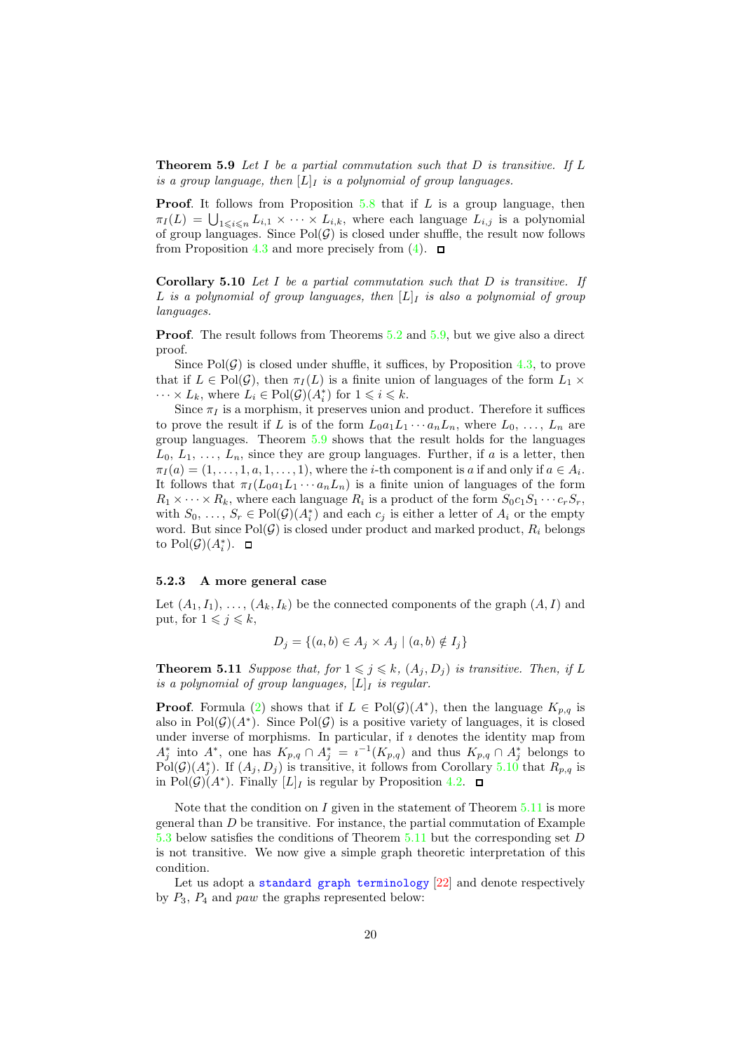**Theorem 5.9** *Let $I$ be a partial commutation such that $D$ is transitive. If $L$ is a group language, then $[L]_I$ is a polynomial of group languages.*

**Proof**. It follows from Proposition 5.8 that if $L$ is a group language, then $\pi_I(L) = \bigcup_{1 \leqslant i \leqslant n} L_{i,1} \times \cdots \times L_{i,k}$, where each language $L_{i,j}$ is a polynomial of group languages. Since $\mathrm{Pol}(\mathcal{G})$ is closed under shuffle, the result now follows from Proposition 4.3 and more precisely from (4). ◻

**Corollary 5.10** *Let $I$ be a partial commutation such that $D$ is transitive. If $L$ is a polynomial of group languages, then $[L]_I$ is also a polynomial of group languages.*

**Proof**. The result follows from Theorems 5.2 and 5.9, but we give also a direct proof.

Since $\mathrm{Pol}(\mathcal{G})$ is closed under shuffle, it suffices, by Proposition 4.3, to prove that if $L \in \mathrm{Pol}(\mathcal{G})$, then $\pi_I(L)$ is a finite union of languages of the form $L_1 \times \cdots \times L_k$, where $L_i \in \mathrm{Pol}(\mathcal{G})(A_i^*)$ for $1 \leqslant i \leqslant k$.

Since $\pi_I$ is a morphism, it preserves union and product. Therefore it suffices to prove the result if $L$ is of the form $L_0 a_1 L_1 \cdots a_n L_n$, where $L_0, \ldots, L_n$ are group languages. Theorem 5.9 shows that the result holds for the languages $L_0, L_1, \ldots, L_n$, since they are group languages. Further, if $a$ is a letter, then $\pi_I(a) = (1, \ldots, 1, a, 1, \ldots, 1)$, where the $i$-th component is $a$ if and only if $a \in A_i$. It follows that $\pi_I(L_0 a_1 L_1 \cdots a_n L_n)$ is a finite union of languages of the form $R_1 \times \cdots \times R_k$, where each language $R_i$ is a product of the form $S_0 c_1 S_1 \cdots c_r S_r$, with $S_0, \ldots, S_r \in \mathrm{Pol}(\mathcal{G})(A_i^*)$ and each $c_j$ is either a letter of $A_i$ or the empty word. But since $\mathrm{Pol}(\mathcal{G})$ is closed under product and marked product, $R_i$ belongs to $\mathrm{Pol}(\mathcal{G})(A_i^*)$. ◻

### 5.2.3 A more general case

Let $(A_1, I_1), \ldots, (A_k, I_k)$ be the connected components of the graph $(A, I)$ and put, for $1 \leqslant j \leqslant k$,

$$D_j = \{(a, b) \in A_j \times A_j \mid (a, b) \notin I_j\}$$

**Theorem 5.11** *Suppose that, for $1 \leqslant j \leqslant k$, $(A_j, D_j)$ is transitive. Then, if $L$ is a polynomial of group languages, $[L]_I$ is regular.*

**Proof**. Formula (2) shows that if $L \in \mathrm{Pol}(\mathcal{G})(A^*)$, then the language $K_{p,q}$ is also in $\mathrm{Pol}(\mathcal{G})(A^*)$. Since $\mathrm{Pol}(\mathcal{G})$ is a positive variety of languages, it is closed under inverse of morphisms. In particular, if $\imath$ denotes the identity map from $A_j^*$ into $A^*$, one has $K_{p,q} \cap A_j^* = \imath^{-1}(K_{p,q})$ and thus $K_{p,q} \cap A_j^*$ belongs to $\mathrm{Pol}(\mathcal{G})(A_j^*)$. If $(A_j, D_j)$ is transitive, it follows from Corollary 5.10 that $R_{p,q}$ is in $\mathrm{Pol}(\mathcal{G})(A^*)$. Finally $[L]_I$ is regular by Proposition 4.2. ◻

Note that the condition on $I$ given in the statement of Theorem 5.11 is more general than $D$ be transitive. For instance, the partial commutation of Example 5.3 below satisfies the conditions of Theorem 5.11 but the corresponding set $D$ is not transitive. We now give a simple graph theoretic interpretation of this condition.

Let us adopt a standard graph terminology [22] and denote respectively by $P_3$, $P_4$ and *paw* the graphs represented below: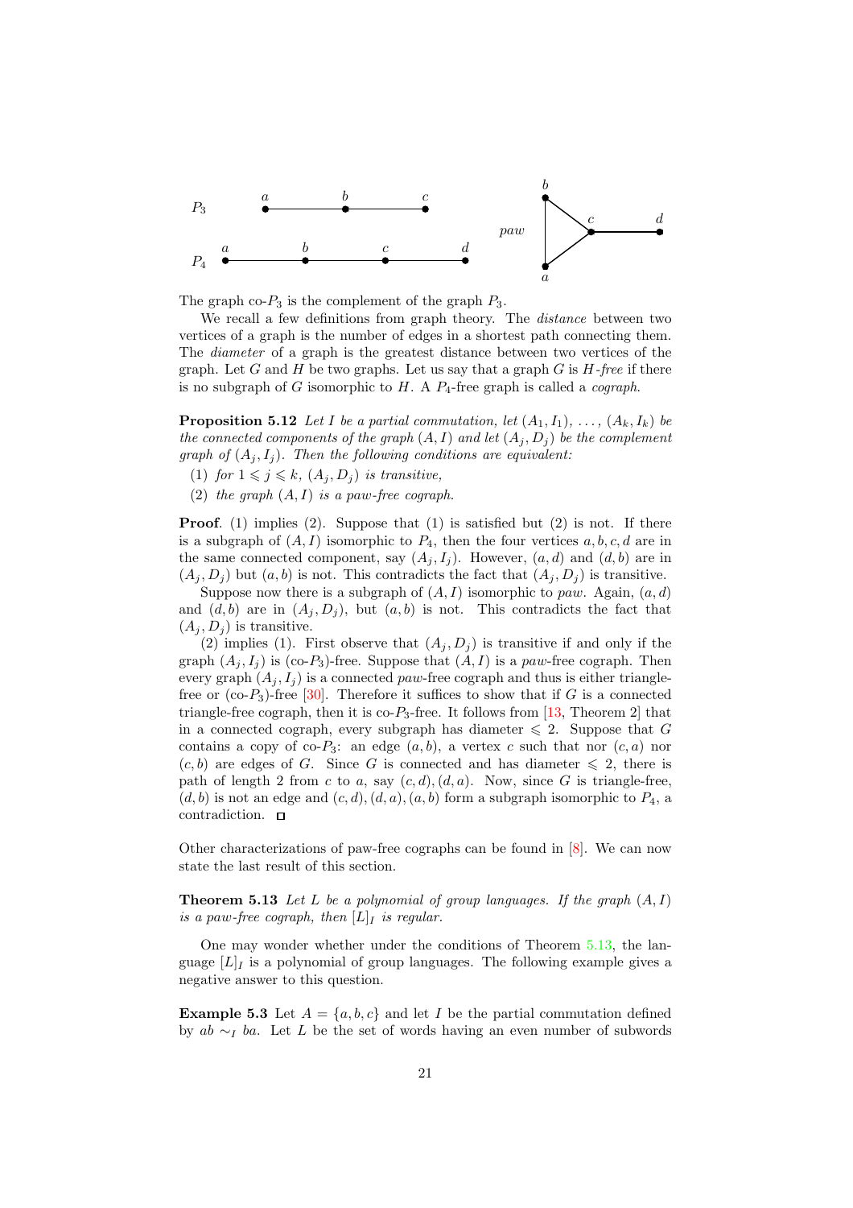The graph co-$P_3$ is the complement of the graph $P_3$.

We recall a few definitions from graph theory. The *distance* between two vertices of a graph is the number of edges in a shortest path connecting them. The *diameter* of a graph is the greatest distance between two vertices of the graph. Let $G$ and $H$ be two graphs. Let us say that a graph $G$ is $H$*-free* if there is no subgraph of $G$ isomorphic to $H$. A $P_4$-free graph is called a *cograph*.

**Proposition 5.12** *Let $I$ be a partial commutation, let $(A_1, I_1), \ldots, (A_k, I_k)$ be the connected components of the graph $(A, I)$ and let $(A_j, D_j)$ be the complement graph of $(A_j, I_j)$. Then the following conditions are equivalent:*

(1) *for $1 \leqslant j \leqslant k$, $(A_j, D_j)$ is transitive,*

(2) *the graph $(A, I)$ is a paw-free cograph.*

**Proof**. (1) implies (2). Suppose that (1) is satisfied but (2) is not. If there is a subgraph of $(A, I)$ isomorphic to $P_4$, then the four vertices $a, b, c, d$ are in the same connected component, say $(A_j, I_j)$. However, $(a, d)$ and $(d, b)$ are in $(A_j, D_j)$ but $(a, b)$ is not. This contradicts the fact that $(A_j, D_j)$ is transitive.

Suppose now there is a subgraph of $(A, I)$ isomorphic to *paw*. Again, $(a, d)$ and $(d, b)$ are in $(A_j, D_j)$, but $(a, b)$ is not. This contradicts the fact that $(A_j, D_j)$ is transitive.

(2) implies (1). First observe that $(A_j, D_j)$ is transitive if and only if the graph $(A_j, I_j)$ is (co-$P_3$)-free. Suppose that $(A, I)$ is a *paw*-free cograph. Then every graph $(A_j, I_j)$ is a connected *paw*-free cograph and thus is either triangle-free or (co-$P_3$)-free [30]. Therefore it suffices to show that if $G$ is a connected triangle-free cograph, then it is co-$P_3$-free. It follows from [13, Theorem 2] that in a connected cograph, every subgraph has diameter $\leqslant 2$. Suppose that $G$ contains a copy of co-$P_3$: an edge $(a, b)$, a vertex $c$ such that nor $(c, a)$ nor $(c, b)$ are edges of $G$. Since $G$ is connected and has diameter $\leqslant 2$, there is path of length 2 from $c$ to $a$, say $(c, d), (d, a)$. Now, since $G$ is triangle-free, $(d, b)$ is not an edge and $(c, d), (d, a), (a, b)$ form a subgraph isomorphic to $P_4$, a contradiction. □

Other characterizations of paw-free cographs can be found in [8]. We can now state the last result of this section.

**Theorem 5.13** *Let $L$ be a polynomial of group languages. If the graph $(A, I)$ is a paw-free cograph, then $[L]_I$ is regular.*

One may wonder whether under the conditions of Theorem 5.13, the language $[L]_I$ is a polynomial of group languages. The following example gives a negative answer to this question.

**Example 5.3** Let $A = \{a, b, c\}$ and let $I$ be the partial commutation defined by $ab \sim_I ba$. Let $L$ be the set of words having an even number of subwords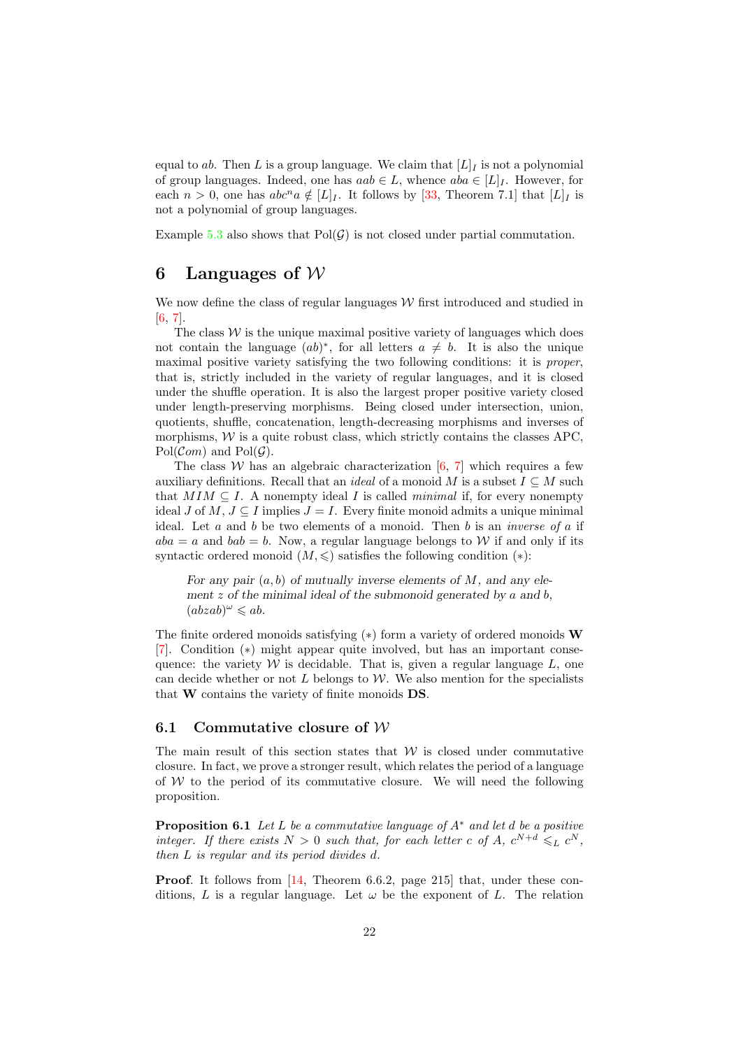equal to $ab$. Then $L$ is a group language. We claim that $[L]_I$ is not a polynomial of group languages. Indeed, one has $aab \in L$, whence $aba \in [L]_I$. However, for each $n > 0$, one has $abc^na \notin [L]_I$. It follows by [33, Theorem 7.1] that $[L]_I$ is not a polynomial of group languages.

Example 5.3 also shows that $\mathrm{Pol}(\mathcal{G})$ is not closed under partial commutation.

## 6 Languages of $\mathcal{W}$

We now define the class of regular languages $\mathcal{W}$ first introduced and studied in [6, 7].

The class $\mathcal{W}$ is the unique maximal positive variety of languages which does not contain the language $(ab)^*$, for all letters $a \neq b$. It is also the unique maximal positive variety satisfying the two following conditions: it is *proper*, that is, strictly included in the variety of regular languages, and it is closed under the shuffle operation. It is also the largest proper positive variety closed under length-preserving morphisms. Being closed under intersection, union, quotients, shuffle, concatenation, length-decreasing morphisms and inverses of morphisms, $\mathcal{W}$ is a quite robust class, which strictly contains the classes APC, $\mathrm{Pol}(\mathcal{C}om)$ and $\mathrm{Pol}(\mathcal{G})$.

The class $\mathcal{W}$ has an algebraic characterization [6, 7] which requires a few auxiliary definitions. Recall that an *ideal* of a monoid $M$ is a subset $I \subseteq M$ such that $MIM \subseteq I$. A nonempty ideal $I$ is called *minimal* if, for every nonempty ideal $J$ of $M$, $J \subseteq I$ implies $J = I$. Every finite monoid admits a unique minimal ideal. Let $a$ and $b$ be two elements of a monoid. Then $b$ is an *inverse of* $a$ if $aba = a$ and $bab = b$. Now, a regular language belongs to $\mathcal{W}$ if and only if its syntactic ordered monoid $(M, \leqslant)$ satisfies the following condition $(*)$:

> *For any pair $(a, b)$ of mutually inverse elements of $M$, and any element $z$ of the minimal ideal of the submonoid generated by $a$ and $b$, $(abzab)^\omega \leqslant ab$.*

The finite ordered monoids satisfying $(*)$ form a variety of ordered monoids $\mathbf{W}$ [7]. Condition $(*)$ might appear quite involved, but has an important consequence: the variety $\mathcal{W}$ is decidable. That is, given a regular language $L$, one can decide whether or not $L$ belongs to $\mathcal{W}$. We also mention for the specialists that $\mathbf{W}$ contains the variety of finite monoids $\mathbf{DS}$.

### 6.1 Commutative closure of $\mathcal{W}$

The main result of this section states that $\mathcal{W}$ is closed under commutative closure. In fact, we prove a stronger result, which relates the period of a language of $\mathcal{W}$ to the period of its commutative closure. We will need the following proposition.

**Proposition 6.1** *Let $L$ be a commutative language of $A^*$ and let $d$ be a positive integer. If there exists $N > 0$ such that, for each letter $c$ of $A$, $c^{N+d} \leqslant_L c^N$, then $L$ is regular and its period divides $d$.*

**Proof**. It follows from [14, Theorem 6.6.2, page 215] that, under these conditions, $L$ is a regular language. Let $\omega$ be the exponent of $L$. The relation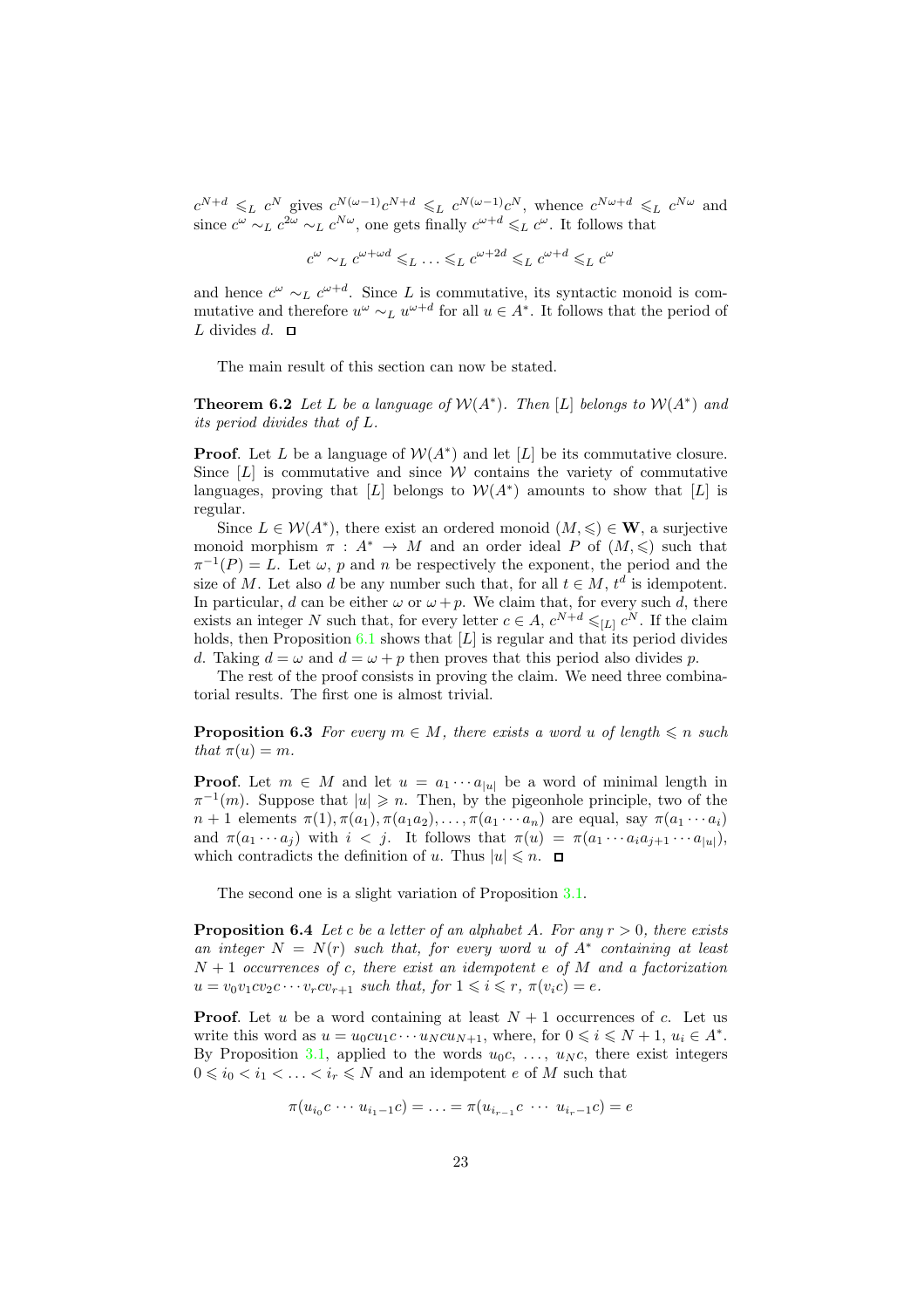$c^{N+d} \leqslant_L c^N$ gives $c^{N(\omega-1)}c^{N+d} \leqslant_L c^{N(\omega-1)}c^N$, whence $c^{N\omega+d} \leqslant_L c^{N\omega}$ and since $c^\omega \sim_L c^{2\omega} \sim_L c^{N\omega}$, one gets finally $c^{\omega+d} \leqslant_L c^\omega$. It follows that

$$c^\omega \sim_L c^{\omega+\omega d} \leqslant_L \ldots \leqslant_L c^{\omega+2d} \leqslant_L c^{\omega+d} \leqslant_L c^\omega$$

and hence $c^\omega \sim_L c^{\omega+d}$. Since $L$ is commutative, its syntactic monoid is commutative and therefore $u^\omega \sim_L u^{\omega+d}$ for all $u \in A^*$. It follows that the period of $L$ divides $d$. □

The main result of this section can now be stated.

**Theorem 6.2** *Let $L$ be a language of $\mathcal{W}(A^*)$. Then $[L]$ belongs to $\mathcal{W}(A^*)$ and its period divides that of $L$.*

**Proof**. Let $L$ be a language of $\mathcal{W}(A^*)$ and let $[L]$ be its commutative closure. Since $[L]$ is commutative and since $\mathcal{W}$ contains the variety of commutative languages, proving that $[L]$ belongs to $\mathcal{W}(A^*)$ amounts to show that $[L]$ is regular.

Since $L \in \mathcal{W}(A^*)$, there exist an ordered monoid $(M, \leqslant) \in \mathbf{W}$, a surjective monoid morphism $\pi : A^* \to M$ and an order ideal $P$ of $(M, \leqslant)$ such that $\pi^{-1}(P) = L$. Let $\omega$, $p$ and $n$ be respectively the exponent, the period and the size of $M$. Let also $d$ be any number such that, for all $t \in M$, $t^d$ is idempotent. In particular, $d$ can be either $\omega$ or $\omega + p$. We claim that, for every such $d$, there exists an integer $N$ such that, for every letter $c \in A$, $c^{N+d} \leqslant_{[L]} c^N$. If the claim holds, then Proposition 6.1 shows that $[L]$ is regular and that its period divides $d$. Taking $d = \omega$ and $d = \omega + p$ then proves that this period also divides $p$.

The rest of the proof consists in proving the claim. We need three combinatorial results. The first one is almost trivial.

**Proposition 6.3** *For every $m \in M$, there exists a word $u$ of length $\leqslant n$ such that $\pi(u) = m$.*

**Proof**. Let $m \in M$ and let $u = a_1 \cdots a_{|u|}$ be a word of minimal length in $\pi^{-1}(m)$. Suppose that $|u| \geqslant n$. Then, by the pigeonhole principle, two of the $n+1$ elements $\pi(1), \pi(a_1), \pi(a_1a_2), \ldots, \pi(a_1 \cdots a_n)$ are equal, say $\pi(a_1 \cdots a_i)$ and $\pi(a_1 \cdots a_j)$ with $i < j$. It follows that $\pi(u) = \pi(a_1 \cdots a_i a_{j+1} \cdots a_{|u|})$, which contradicts the definition of $u$. Thus $|u| \leqslant n$. □

The second one is a slight variation of Proposition 3.1.

**Proposition 6.4** *Let $c$ be a letter of an alphabet $A$. For any $r > 0$, there exists an integer $N = N(r)$ such that, for every word $u$ of $A^*$ containing at least $N+1$ occurrences of $c$, there exist an idempotent $e$ of $M$ and a factorization $u = v_0v_1cv_2c \cdots v_rcv_{r+1}$ such that, for $1 \leqslant i \leqslant r$, $\pi(v_ic) = e$.*

**Proof**. Let $u$ be a word containing at least $N+1$ occurrences of $c$. Let us write this word as $u = u_0cu_1c \cdots u_Ncu_{N+1}$, where, for $0 \leqslant i \leqslant N+1$, $u_i \in A^*$. By Proposition 3.1, applied to the words $u_0c, \ldots, u_Nc$, there exist integers $0 \leqslant i_0 < i_1 < \ldots < i_r \leqslant N$ and an idempotent $e$ of $M$ such that

$$\pi(u_{i_0}c \cdots u_{i_1-1}c) = \ldots = \pi(u_{i_{r-1}}c \ \cdots \ u_{i_r-1}c) = e$$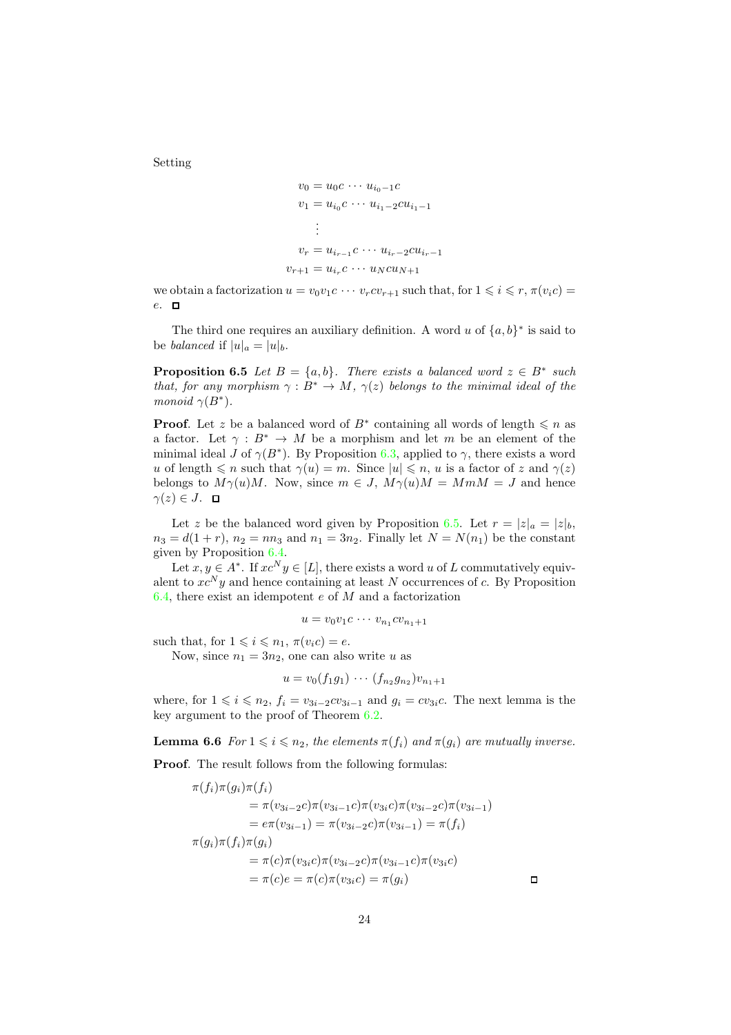Setting

$$
\begin{aligned}
v_0 &= u_0 c \cdots u_{i_0 - 1} c \\
v_1 &= u_{i_0} c \cdots u_{i_1 - 2} c u_{i_1 - 1} \\
&\ \ \vdots \\
v_r &= u_{i_{r-1}} c \cdots u_{i_r - 2} c u_{i_r - 1} \\
v_{r+1} &= u_{i_r} c \cdots u_N c u_{N+1}
\end{aligned}
$$

we obtain a factorization $u = v_0 v_1 c \cdots v_r c v_{r+1}$ such that, for $1 \leqslant i \leqslant r$, $\pi(v_i c) = e$. ◻

The third one requires an auxiliary definition. A word $u$ of $\{a, b\}^*$ is said to be *balanced* if $|u|_a = |u|_b$.

**Proposition 6.5** *Let $B = \{a, b\}$. There exists a balanced word $z \in B^*$ such that, for any morphism $\gamma : B^* \to M$, $\gamma(z)$ belongs to the minimal ideal of the monoid $\gamma(B^*)$.*

**Proof**. Let $z$ be a balanced word of $B^*$ containing all words of length $\leqslant n$ as a factor. Let $\gamma : B^* \to M$ be a morphism and let $m$ be an element of the minimal ideal $J$ of $\gamma(B^*)$. By Proposition 6.3, applied to $\gamma$, there exists a word $u$ of length $\leqslant n$ such that $\gamma(u) = m$. Since $|u| \leqslant n$, $u$ is a factor of $z$ and $\gamma(z)$ belongs to $M\gamma(u)M$. Now, since $m \in J$, $M\gamma(u)M = MmM = J$ and hence $\gamma(z) \in J$. ◻

Let $z$ be the balanced word given by Proposition 6.5. Let $r = |z|_a = |z|_b$, $n_3 = d(1 + r)$, $n_2 = nn_3$ and $n_1 = 3n_2$. Finally let $N = N(n_1)$ be the constant given by Proposition 6.4.

Let $x, y \in A^*$. If $xc^N y \in [L]$, there exists a word $u$ of $L$ commutatively equivalent to $xc^N y$ and hence containing at least $N$ occurrences of $c$. By Proposition 6.4, there exist idempotent $e$ of $M$ and a factorization

$$u = v_0 v_1 c \cdots v_{n_1} c v_{n_1 + 1}$$

such that, for $1 \leqslant i \leqslant n_1$, $\pi(v_i c) = e$.

Now, since $n_1 = 3n_2$, one can also write $u$ as

$$u = v_0 (f_1 g_1) \cdots (f_{n_2} g_{n_2}) v_{n_1 + 1}$$

where, for $1 \leqslant i \leqslant n_2$, $f_i = v_{3i-2} c v_{3i-1}$ and $g_i = c v_{3i} c$. The next lemma is the key argument to the proof of Theorem 6.2.

**Lemma 6.6** *For $1 \leqslant i \leqslant n_2$, the elements $\pi(f_i)$ and $\pi(g_i)$ are mutually inverse.*

**Proof**. The result follows from the following formulas:

$$
\begin{aligned}
&\pi(f_i)\pi(g_i)\pi(f_i) \\
&\qquad = \pi(v_{3i-2}c)\pi(v_{3i-1}c)\pi(v_{3i}c)\pi(v_{3i-2}c)\pi(v_{3i-1}) \\
&\qquad = e\pi(v_{3i-1}) = \pi(v_{3i-2}c)\pi(v_{3i-1}) = \pi(f_i) \\
&\pi(g_i)\pi(f_i)\pi(g_i) \\
&\qquad = \pi(c)\pi(v_{3i}c)\pi(v_{3i-2}c)\pi(v_{3i-1}c)\pi(v_{3i}c) \\
&\qquad = \pi(c)e = \pi(c)\pi(v_{3i}c) = \pi(g_i)
\end{aligned}
$$

◻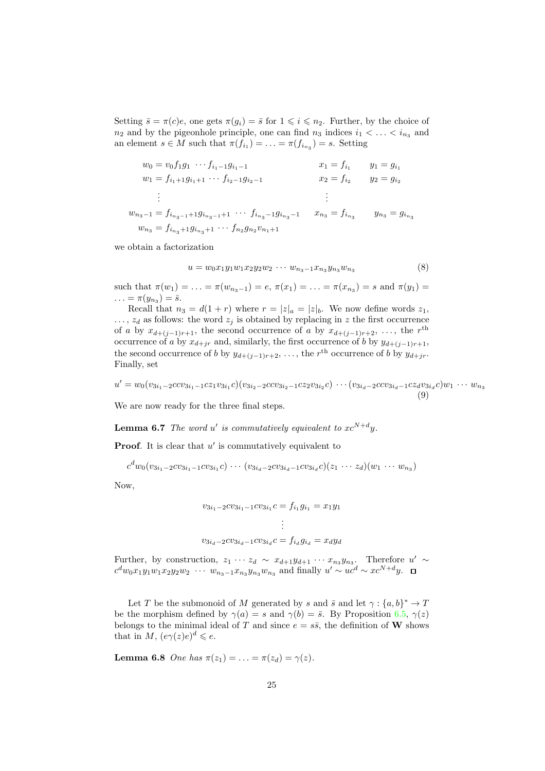Setting $\bar{s} = \pi(c)e$, one gets $\pi(g_i) = \bar{s}$ for $1 \leqslant i \leqslant n_2$. Further, by the choice of $n_2$ and by the pigeonhole principle, one can find $n_3$ indices $i_1 < \ldots < i_{n_3}$ and an element $s \in M$ such that $\pi(f_{i_1}) = \ldots = \pi(f_{i_{n_3}}) = s$. Setting

$$
\begin{aligned}
w_0 &= v_0 f_1 g_1 \cdots f_{i_1 - 1} g_{i_1 - 1} & x_1 &= f_{i_1} & y_1 &= g_{i_1} \\
w_1 &= f_{i_1+1} g_{i_1+1} \cdots f_{i_2 - 1} g_{i_2 - 1} & x_2 &= f_{i_2} & y_2 &= g_{i_2} \\
&\vdots & &\vdots & & \\
w_{n_3 - 1} &= f_{i_{n_3 - 1}+1} g_{i_{n_3 - 1}+1} \cdots f_{i_{n_3} - 1} g_{i_{n_3} - 1} & x_{n_3} &= f_{i_{n_3}} & y_{n_3} &= g_{i_{n_3}} \\
w_{n_3} &= f_{i_{n_3}+1} g_{i_{n_3}+1} \cdots f_{n_2} g_{n_2} v_{n_1+1} & & & &
\end{aligned}
$$

we obtain a factorization

$$u = w_0 x_1 y_1 w_1 x_2 y_2 w_2 \cdots w_{n_3 - 1} x_{n_3} y_{n_3} w_{n_3} \tag{8}$$

such that $\pi(w_1) = \ldots = \pi(w_{n_3-1}) = e$, $\pi(x_1) = \ldots = \pi(x_{n_3}) = s$ and $\pi(y_1) = \ldots = \pi(y_{n_3}) = \bar{s}$.

Recall that $n_3 = d(1 + r)$ where $r = |z|_a = |z|_b$. We now define words $z_1, \ldots, z_d$ as follows: the word $z_j$ is obtained by replacing in $z$ the first occurrence of $a$ by $x_{d+(j-1)r+1}$, the second occurrence of $a$ by $x_{d+(j-1)r+2}$, ..., the $r^{\text{th}}$ occurrence of $a$ by $x_{d+jr}$ and, similarly, the first occurrence of $b$ by $y_{d+(j-1)r+1}$, the second occurrence of $b$ by $y_{d+(j-1)r+2}$, ..., the $r^{\text{th}}$ occurrence of $b$ by $y_{d+jr}$. Finally, set

$$u' = w_0 (v_{3i_1-2} c c v_{3i_1-1} c z_1 v_{3i_1} c)(v_{3i_2-2} c c v_{3i_2-1} c z_2 v_{3i_2} c) \cdots (v_{3i_d-2} c c v_{3i_d-1} c z_d v_{3i_d} c) w_1 \cdots w_{n_3} \tag{9}$$

We are now ready for the three final steps.

**Lemma 6.7** *The word $u'$ is commutatively equivalent to $xc^{N+d}y$.*

**Proof**. It is clear that $u'$ is commutatively equivalent to

$$c^d w_0 (v_{3i_1-2} c v_{3i_1-1} c v_{3i_1} c) \cdots (v_{3i_d-2} c v_{3i_d-1} c v_{3i_d} c)(z_1 \cdots z_d)(w_1 \cdots w_{n_3})$$

Now,

$$
\begin{aligned}
v_{3i_1-2} c v_{3i_1-1} c v_{3i_1} c &= f_{i_1} g_{i_1} = x_1 y_1 \\
&\vdots \\
v_{3i_d-2} c v_{3i_d-1} c v_{3i_d} c &= f_{i_d} g_{i_d} = x_d y_d
\end{aligned}
$$

Further, by construction, $z_1 \cdots z_d \sim x_{d+1} y_{d+1} \cdots x_{n_3} y_{n_3}$. Therefore $u' \sim c^d w_0 x_1 y_1 w_1 x_2 y_2 w_2 \cdots w_{n_3-1} x_{n_3} y_{n_3} w_{n_3}$ and finally $u' \sim uc^d \sim xc^{N+d}y$. $\square$

Let $T$ be the submonoid of $M$ generated by $s$ and $\bar{s}$ and let $\gamma : \{a, b\}^* \to T$ be the morphism defined by $\gamma(a) = s$ and $\gamma(b) = \bar{s}$. By Proposition 6.5, $\gamma(z)$ belongs to the minimal ideal of $T$ and since $e = s\bar{s}$, the definition of **W** shows that in $M$, $(e\gamma(z)e)^d \leqslant e$.

**Lemma 6.8** *One has $\pi(z_1) = \ldots = \pi(z_d) = \gamma(z)$.*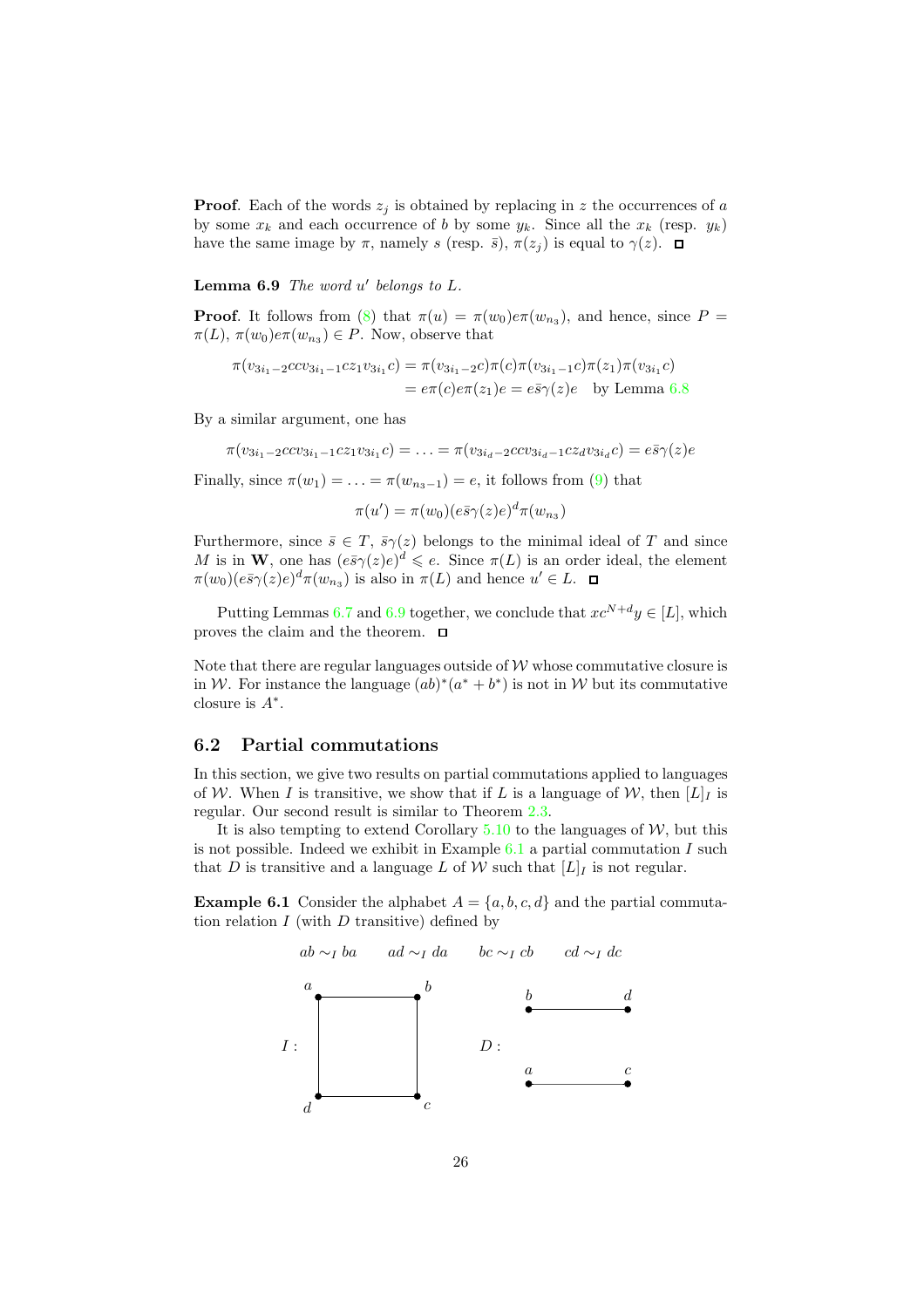**Proof**. Each of the words $z_j$ is obtained by replacing in $z$ the occurrences of $a$ by some $x_k$ and each occurrence of $b$ by some $y_k$. Since all the $x_k$ (resp. $y_k$) have the same image by $\pi$, namely $s$ (resp. $\bar{s}$), $\pi(z_j)$ is equal to $\gamma(z)$. ◻

**Lemma 6.9** *The word $u'$ belongs to $L$.*

**Proof**. It follows from (8) that $\pi(u) = \pi(w_0)e\pi(w_{n_3})$, and hence, since $P = \pi(L)$, $\pi(w_0)e\pi(w_{n_3}) \in P$. Now, observe that

$$\begin{aligned}\pi(v_{3i_1-2}ccv_{3i_1-1}cz_1v_{3i_1}c) &= \pi(v_{3i_1-2}c)\pi(c)\pi(v_{3i_1-1}c)\pi(z_1)\pi(v_{3i_1}c)\\ &= e\pi(c)e\pi(z_1)e = e\bar{s}\gamma(z)e \quad \text{by Lemma 6.8}\end{aligned}$$

By a similar argument, one has

$$\pi(v_{3i_1-2}ccv_{3i_1-1}cz_1v_{3i_1}c) = \ldots = \pi(v_{3i_d-2}ccv_{3i_d-1}cz_dv_{3i_d}c) = e\bar{s}\gamma(z)e$$

Finally, since $\pi(w_1) = \ldots = \pi(w_{n_3-1}) = e$, it follows from (9) that

$$\pi(u') = \pi(w_0)(e\bar{s}\gamma(z)e)^d\pi(w_{n_3})$$

Furthermore, since $\bar{s} \in T$, $\bar{s}\gamma(z)$ belongs to the minimal ideal of $T$ and since $M$ is in $\mathbf{W}$, one has $(e\bar{s}\gamma(z)e)^d \leqslant e$. Since $\pi(L)$ is an order ideal, the element $\pi(w_0)(e\bar{s}\gamma(z)e)^d\pi(w_{n_3})$ is also in $\pi(L)$ and hence $u' \in L$. ◻

Putting Lemmas 6.7 and 6.9 together, we conclude that $xc^{N+d}y \in [L]$, which proves the claim and the theorem. ◻

Note that there are regular languages outside of $\mathcal{W}$ whose commutative closure is in $\mathcal{W}$. For instance the language $(ab)^*(a^* + b^*)$ is not in $\mathcal{W}$ but its commutative closure is $A^*$.

## 6.2 Partial commutations

In this section, we give two results on partial commutations applied to languages of $\mathcal{W}$. When $I$ is transitive, we show that if $L$ is a language of $\mathcal{W}$, then $[L]_I$ is regular. Our second result is similar to Theorem 2.3.

It is also tempting to extend Corollary 5.10 to the languages of $\mathcal{W}$, but this is not possible. Indeed we exhibit in Example 6.1 a partial commutation $I$ such that $D$ is transitive and a language $L$ of $\mathcal{W}$ such that $[L]_I$ is not regular.

**Example 6.1** Consider the alphabet $A = \{a, b, c, d\}$ and the partial commutation relation $I$ (with $D$ transitive) defined by

$$ab \sim_I ba \qquad ad \sim_I da \qquad bc \sim_I cb \qquad cd \sim_I dc$$

$I$ : $a$ — $b$, $b$ — $c$, $c$ — $d$, $d$ — $a$

$D$ : $b$ — $d$, $a$ — $c$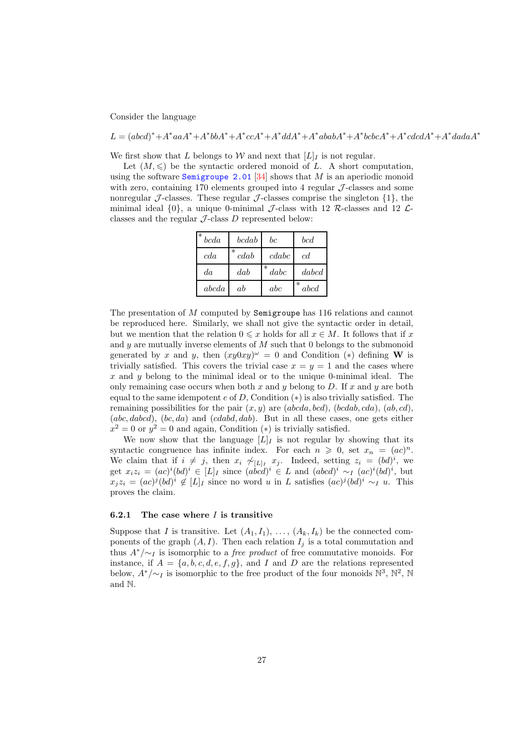Consider the language

$$L = (abcd)^* + A^*aaA^* + A^*bbA^* + A^*ccA^* + A^*ddA^* + A^*ababA^* + A^*bcbcA^* + A^*cdcdA^* + A^*dadaA^*$$

We first show that $L$ belongs to $\mathcal{W}$ and next that $[L]_I$ is not regular.

Let $(M, \leqslant)$ be the syntactic ordered monoid of $L$. A short computation, using the software Semigroupe 2.01 [34] shows that $M$ is an aperiodic monoid with zero, containing 170 elements grouped into 4 regular $\mathcal{J}$-classes and some nonregular $\mathcal{J}$-classes. These regular $\mathcal{J}$-classes comprise the singleton $\{1\}$, the minimal ideal $\{0\}$, a unique 0-minimal $\mathcal{J}$-class with 12 $\mathcal{R}$-classes and 12 $\mathcal{L}$-classes and the regular $\mathcal{J}$-class $D$ represented below:

| | | | |
|---|---|---|---|
| $^*bcda$ | $bcdab$ | $bc$ | $bcd$ |
| $cda$ | $^*cdab$ | $cdabc$ | $cd$ |
| $da$ | $dab$ | $^*dabc$ | $dabcd$ |
| $abcda$ | $ab$ | $abc$ | $^*abcd$ |

The presentation of $M$ computed by `Semigroupe` has 116 relations and cannot be reproduced here. Similarly, we shall not give the syntactic order in detail, but we mention that the relation $0 \leqslant x$ holds for all $x \in M$. It follows that if $x$ and $y$ are mutually inverse elements of $M$ such that 0 belongs to the submonoid generated by $x$ and $y$, then $(xy0xy)^\omega = 0$ and Condition $(*)$ defining $\mathbf{W}$ is trivially satisfied. This covers the trivial case $x = y = 1$ and the cases where $x$ and $y$ belong to the minimal ideal or to the unique 0-minimal ideal. The only remaining case occurs when both $x$ and $y$ belong to $D$. If $x$ and $y$ are both equal to the same idempotent $e$ of $D$, Condition $(*)$ is also trivially satisfied. The remaining possibilities for the pair $(x, y)$ are $(abcda, bcd)$, $(bcdab, cda)$, $(ab, cd)$, $(abc, dabcd)$, $(bc, da)$ and $(cdabd, dab)$. But in all these cases, one gets either $x^2 = 0$ or $y^2 = 0$ and again, Condition $(*)$ is trivially satisfied.

We now show that the language $[L]_I$ is not regular by showing that its syntactic congruence has infinite index. For each $n \geqslant 0$, set $x_n = (ac)^n$. We claim that if $i \neq j$, then $x_i \not\sim_{[L]_I} x_j$. Indeed, setting $z_i = (bd)^i$, we get $x_i z_i = (ac)^i (bd)^i \in [L]_I$ since $(abcd)^i \in L$ and $(abcd)^i \sim_I (ac)^i (bd)^i$, but $x_j z_i = (ac)^j (bd)^i \notin [L]_I$ since no word $u$ in $L$ satisfies $(ac)^j (bd)^i \sim_I u$. This proves the claim.

### 6.2.1 The case where $I$ is transitive

Suppose that $I$ is transitive. Let $(A_1, I_1), \ldots, (A_k, I_k)$ be the connected components of the graph $(A, I)$. Then each relation $I_j$ is a total commutation and thus $A^*/{\sim_I}$ is isomorphic to a *free product* of free commutative monoids. For instance, if $A = \{a, b, c, d, e, f, g\}$, and $I$ and $D$ are the relations represented below, $A^*/{\sim_I}$ is isomorphic to the free product of the four monoids $\mathbb{N}^3$, $\mathbb{N}^2$, $\mathbb{N}$ and $\mathbb{N}$.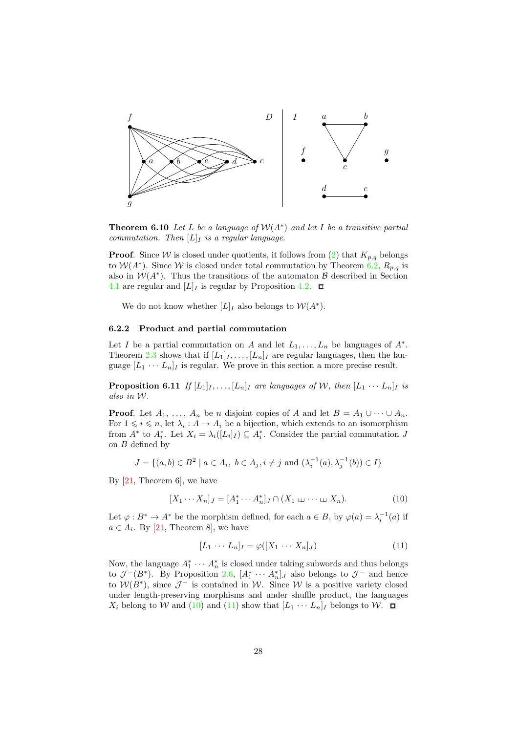**Theorem 6.10** *Let $L$ be a language of $\mathcal{W}(A^*)$ and let $I$ be a transitive partial commutation. Then $[L]_I$ is a regular language.*

**Proof**. Since $\mathcal{W}$ is closed under quotients, it follows from (2) that $K_{p,q}$ belongs to $\mathcal{W}(A^*)$. Since $\mathcal{W}$ is closed under total commutation by Theorem 6.2, $R_{p,q}$ is also in $\mathcal{W}(A^*)$. Thus the transitions of the automaton $\mathcal{B}$ described in Section 4.1 are regular and $[L]_I$ is regular by Proposition 4.2. ◻

We do not know whether $[L]_I$ also belongs to $\mathcal{W}(A^*)$.

### 6.2.2 Product and partial commutation

Let $I$ be a partial commutation on $A$ and let $L_1, \ldots, L_n$ be languages of $A^*$. Theorem 2.3 shows that if $[L_1]_I, \ldots, [L_n]_I$ are regular languages, then the language $[L_1 \cdots L_n]_I$ is regular. We prove in this section a more precise result.

**Proposition 6.11** *If $[L_1]_I, \ldots, [L_n]_I$ are languages of $\mathcal{W}$, then $[L_1 \cdots L_n]_I$ is also in $\mathcal{W}$.*

**Proof**. Let $A_1, \ldots, A_n$ be $n$ disjoint copies of $A$ and let $B = A_1 \cup \cdots \cup A_n$. For $1 \leqslant i \leqslant n$, let $\lambda_i : A \to A_i$ be a bijection, which extends to an isomorphism from $A^*$ to $A_i^*$. Let $X_i = \lambda_i([L_i]_I) \subseteq A_i^*$. Consider the partial commutation $J$ on $B$ defined by

$$J = \{(a, b) \in B^2 \mid a \in A_i,\ b \in A_j, i \neq j \text{ and } (\lambda_i^{-1}(a), \lambda_j^{-1}(b)) \in I\}$$

By [21, Theorem 6], we have

$$[X_1 \cdots X_n]_J = [A_1^* \cdots A_n^*]_J \cap (X_1 \sqcup\!\sqcup \cdots \sqcup\!\sqcup X_n). \tag{10}$$

Let $\varphi : B^* \to A^*$ be the morphism defined, for each $a \in B$, by $\varphi(a) = \lambda_i^{-1}(a)$ if $a \in A_i$. By [21, Theorem 8], we have

$$[L_1 \cdots L_n]_I = \varphi([X_1 \cdots X_n]_J) \tag{11}$$

Now, the language $A_1^* \cdots A_n^*$ is closed under taking subwords and thus belongs to $\mathcal{J}^-(B^*)$. By Proposition 2.6, $[A_1^* \cdots A_n^*]_J$ also belongs to $\mathcal{J}^-$ and hence to $\mathcal{W}(B^*)$, since $\mathcal{J}^-$ is contained in $\mathcal{W}$. Since $\mathcal{W}$ is a positive variety closed under length-preserving morphisms and under shuffle product, the languages $X_i$ belong to $\mathcal{W}$ and (10) and (11) show that $[L_1 \cdots L_n]_I$ belongs to $\mathcal{W}$. ◻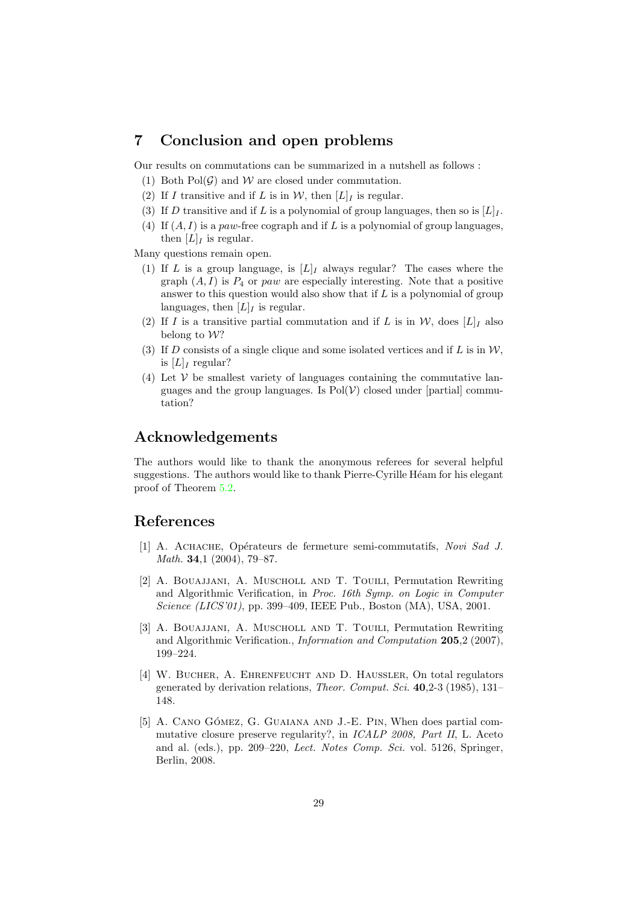## 7 Conclusion and open problems

Our results on commutations can be summarized in a nutshell as follows :

(1) Both $\mathrm{Pol}(\mathcal{G})$ and $\mathcal{W}$ are closed under commutation.

(2) If $I$ transitive and if $L$ is in $\mathcal{W}$, then $[L]_I$ is regular.

(3) If $D$ transitive and if $L$ is a polynomial of group languages, then so is $[L]_I$.

(4) If $(A, I)$ is a *paw*-free cograph and if $L$ is a polynomial of group languages, then $[L]_I$ is regular.

Many questions remain open.

(1) If $L$ is a group language, is $[L]_I$ always regular? The cases where the graph $(A, I)$ is $P_4$ or *paw* are especially interesting. Note that a positive answer to this question would also show that if $L$ is a polynomial of group languages, then $[L]_I$ is regular.

(2) If $I$ is a transitive partial commutation and if $L$ is in $\mathcal{W}$, does $[L]_I$ also belong to $\mathcal{W}$?

(3) If $D$ consists of a single clique and some isolated vertices and if $L$ is in $\mathcal{W}$, is $[L]_I$ regular?

(4) Let $\mathcal{V}$ be smallest variety of languages containing the commutative languages and the group languages. Is $\mathrm{Pol}(\mathcal{V})$ closed under [partial] commutation?

## Acknowledgements

The authors would like to thank the anonymous referees for several helpful suggestions. The authors would like to thank Pierre-Cyrille Héam for his elegant proof of Theorem 5.2.

## References

[1] A. Achache, Opérateurs de fermeture semi-commutatifs, *Novi Sad J. Math.* **34**,1 (2004), 79–87.

[2] A. Bouajjani, A. Muscholl and T. Touili, Permutation Rewriting and Algorithmic Verification, in *Proc. 16th Symp. on Logic in Computer Science (LICS'01)*, pp. 399–409, IEEE Pub., Boston (MA), USA, 2001.

[3] A. Bouajjani, A. Muscholl and T. Touili, Permutation Rewriting and Algorithmic Verification., *Information and Computation* **205**,2 (2007), 199–224.

[4] W. Bucher, A. Ehrenfeucht and D. Haussler, On total regulators generated by derivation relations, *Theor. Comput. Sci.* **40**,2-3 (1985), 131–148.

[5] A. Cano Gómez, G. Guaiana and J.-E. Pin, When does partial commutative closure preserve regularity?, in *ICALP 2008, Part II*, L. Aceto and al. (eds.), pp. 209–220, *Lect. Notes Comp. Sci.* vol. 5126, Springer, Berlin, 2008.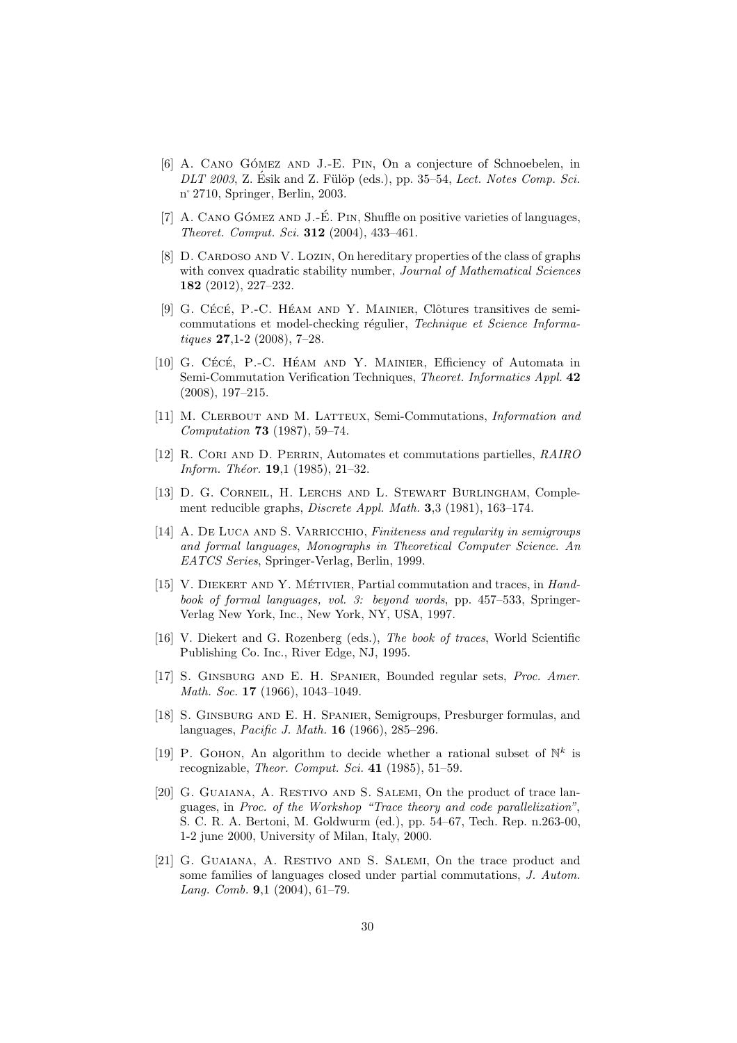[6] A. Cano Gómez and J.-E. Pin, On a conjecture of Schnoebelen, in *DLT 2003*, Z. Ésik and Z. Fülöp (eds.), pp. 35–54, *Lect. Notes Comp. Sci.* n° 2710, Springer, Berlin, 2003.

[7] A. Cano Gómez and J.-É. Pin, Shuffle on positive varieties of languages, *Theoret. Comput. Sci.* **312** (2004), 433–461.

[8] D. Cardoso and V. Lozin, On hereditary properties of the class of graphs with convex quadratic stability number, *Journal of Mathematical Sciences* **182** (2012), 227–232.

[9] G. Cécé, P.-C. Héam and Y. Mainier, Clôtures transitives de semi-commutations et model-checking régulier, *Technique et Science Informatiques* **27**,1-2 (2008), 7–28.

[10] G. Cécé, P.-C. Héam and Y. Mainier, Efficiency of Automata in Semi-Commutation Verification Techniques, *Theoret. Informatics Appl.* **42** (2008), 197–215.

[11] M. Clerbout and M. Latteux, Semi-Commutations, *Information and Computation* **73** (1987), 59–74.

[12] R. Cori and D. Perrin, Automates et commutations partielles, *RAIRO Inform. Théor.* **19**,1 (1985), 21–32.

[13] D. G. Corneil, H. Lerchs and L. Stewart Burlingham, Complement reducible graphs, *Discrete Appl. Math.* **3**,3 (1981), 163–174.

[14] A. De Luca and S. Varricchio, *Finiteness and regularity in semigroups and formal languages*, *Monographs in Theoretical Computer Science. An EATCS Series*, Springer-Verlag, Berlin, 1999.

[15] V. Diekert and Y. Métivier, Partial commutation and traces, in *Handbook of formal languages, vol. 3: beyond words*, pp. 457–533, Springer-Verlag New York, Inc., New York, NY, USA, 1997.

[16] V. Diekert and G. Rozenberg (eds.), *The book of traces*, World Scientific Publishing Co. Inc., River Edge, NJ, 1995.

[17] S. Ginsburg and E. H. Spanier, Bounded regular sets, *Proc. Amer. Math. Soc.* **17** (1966), 1043–1049.

[18] S. Ginsburg and E. H. Spanier, Semigroups, Presburger formulas, and languages, *Pacific J. Math.* **16** (1966), 285–296.

[19] P. Gohon, An algorithm to decide whether a rational subset of $\mathbb{N}^k$ is recognizable, *Theor. Comput. Sci.* **41** (1985), 51–59.

[20] G. Guaiana, A. Restivo and S. Salemi, On the product of trace languages, in *Proc. of the Workshop "Trace theory and code parallelization"*, S. C. R. A. Bertoni, M. Goldwurm (ed.), pp. 54–67, Tech. Rep. n.263-00, 1-2 june 2000, University of Milan, Italy, 2000.

[21] G. Guaiana, A. Restivo and S. Salemi, On the trace product and some families of languages closed under partial commutations, *J. Autom. Lang. Comb.* **9**,1 (2004), 61–79.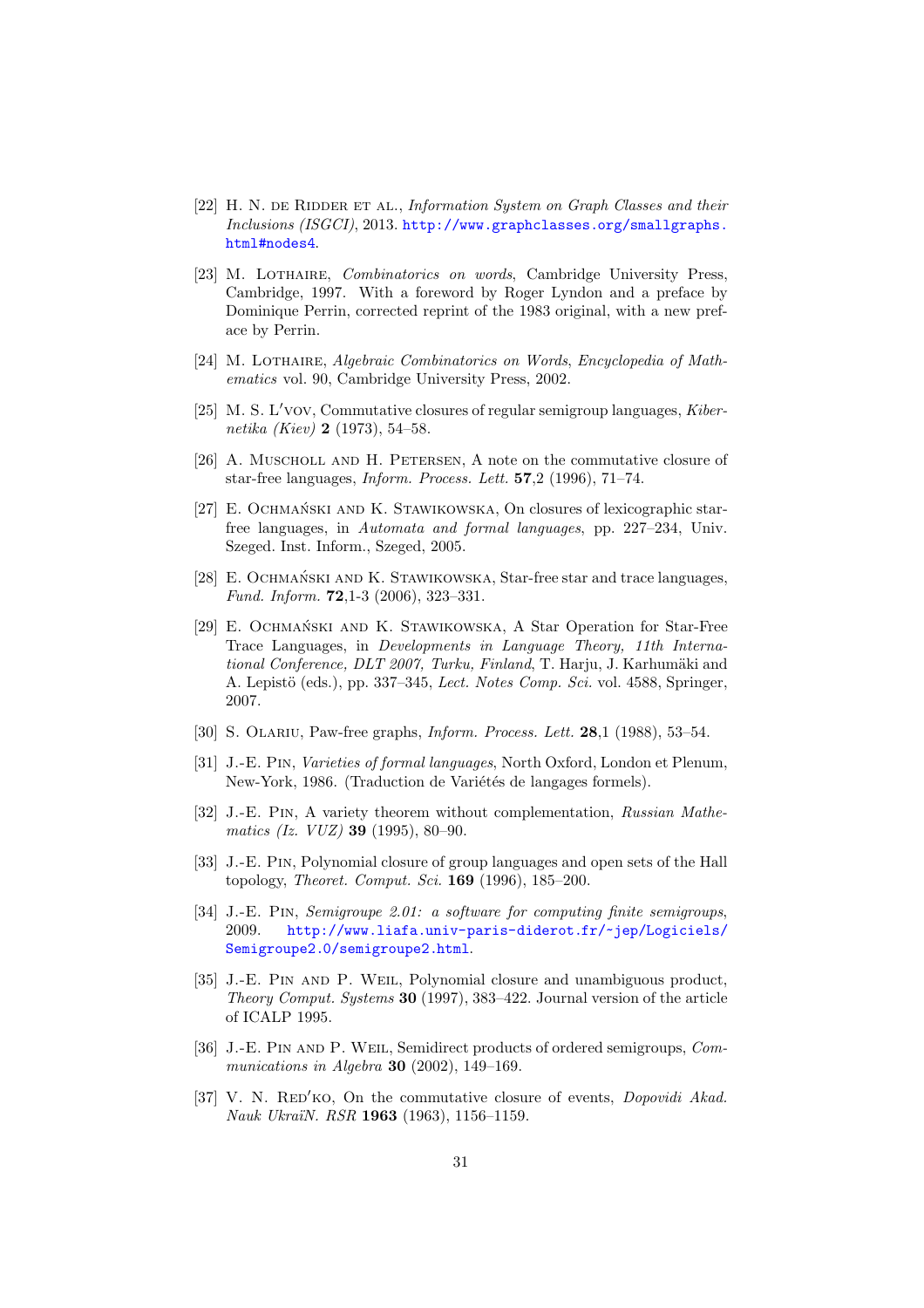[22] H. N. de Ridder et al., *Information System on Graph Classes and their Inclusions (ISGCI)*, 2013. http://www.graphclasses.org/smallgraphs.html#nodes4.

[23] M. Lothaire, *Combinatorics on words*, Cambridge University Press, Cambridge, 1997. With a foreword by Roger Lyndon and a preface by Dominique Perrin, corrected reprint of the 1983 original, with a new preface by Perrin.

[24] M. Lothaire, *Algebraic Combinatorics on Words*, *Encyclopedia of Mathematics* vol. 90, Cambridge University Press, 2002.

[25] M. S. L′vov, Commutative closures of regular semigroup languages, *Kibernetika (Kiev)* **2** (1973), 54–58.

[26] A. Muscholl and H. Petersen, A note on the commutative closure of star-free languages, *Inform. Process. Lett.* **57**,2 (1996), 71–74.

[27] E. Ochmański and K. Stawikowska, On closures of lexicographic star-free languages, in *Automata and formal languages*, pp. 227–234, Univ. Szeged. Inst. Inform., Szeged, 2005.

[28] E. Ochmański and K. Stawikowska, Star-free star and trace languages, *Fund. Inform.* **72**,1-3 (2006), 323–331.

[29] E. Ochmański and K. Stawikowska, A Star Operation for Star-Free Trace Languages, in *Developments in Language Theory, 11th International Conference, DLT 2007, Turku, Finland*, T. Harju, J. Karhumäki and A. Lepistö (eds.), pp. 337–345, *Lect. Notes Comp. Sci.* vol. 4588, Springer, 2007.

[30] S. Olariu, Paw-free graphs, *Inform. Process. Lett.* **28**,1 (1988), 53–54.

[31] J.-E. Pin, *Varieties of formal languages*, North Oxford, London et Plenum, New-York, 1986. (Traduction de Variétés de langages formels).

[32] J.-E. Pin, A variety theorem without complementation, *Russian Mathematics (Iz. VUZ)* **39** (1995), 80–90.

[33] J.-E. Pin, Polynomial closure of group languages and open sets of the Hall topology, *Theoret. Comput. Sci.* **169** (1996), 185–200.

[34] J.-E. Pin, *Semigroupe 2.01: a software for computing finite semigroups*, 2009. http://www.liafa.univ-paris-diderot.fr/~jep/Logiciels/Semigroupe2.0/semigroupe2.html.

[35] J.-E. Pin and P. Weil, Polynomial closure and unambiguous product, *Theory Comput. Systems* **30** (1997), 383–422. Journal version of the article of ICALP 1995.

[36] J.-E. Pin and P. Weil, Semidirect products of ordered semigroups, *Communications in Algebra* **30** (2002), 149–169.

[37] V. N. Red′ko, On the commutative closure of events, *Dopovidi Akad. Nauk UkraïN. RSR* **1963** (1963), 1156–1159.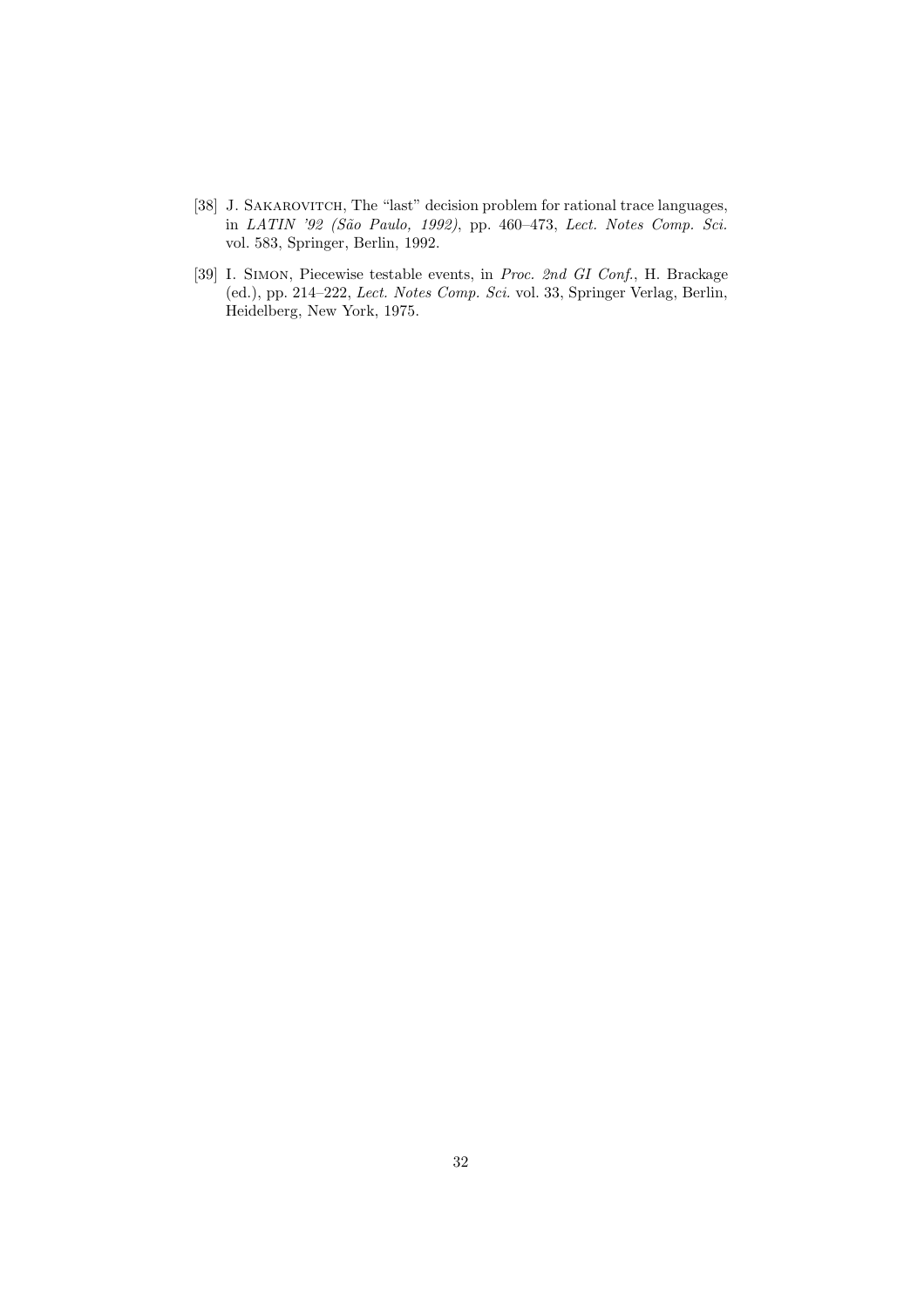[38] J. Sakarovitch, The "last" decision problem for rational trace languages, in *LATIN '92 (São Paulo, 1992)*, pp. 460–473, *Lect. Notes Comp. Sci.* vol. 583, Springer, Berlin, 1992.

[39] I. Simon, Piecewise testable events, in *Proc. 2nd GI Conf.*, H. Brackage (ed.), pp. 214–222, *Lect. Notes Comp. Sci.* vol. 33, Springer Verlag, Berlin, Heidelberg, New York, 1975.